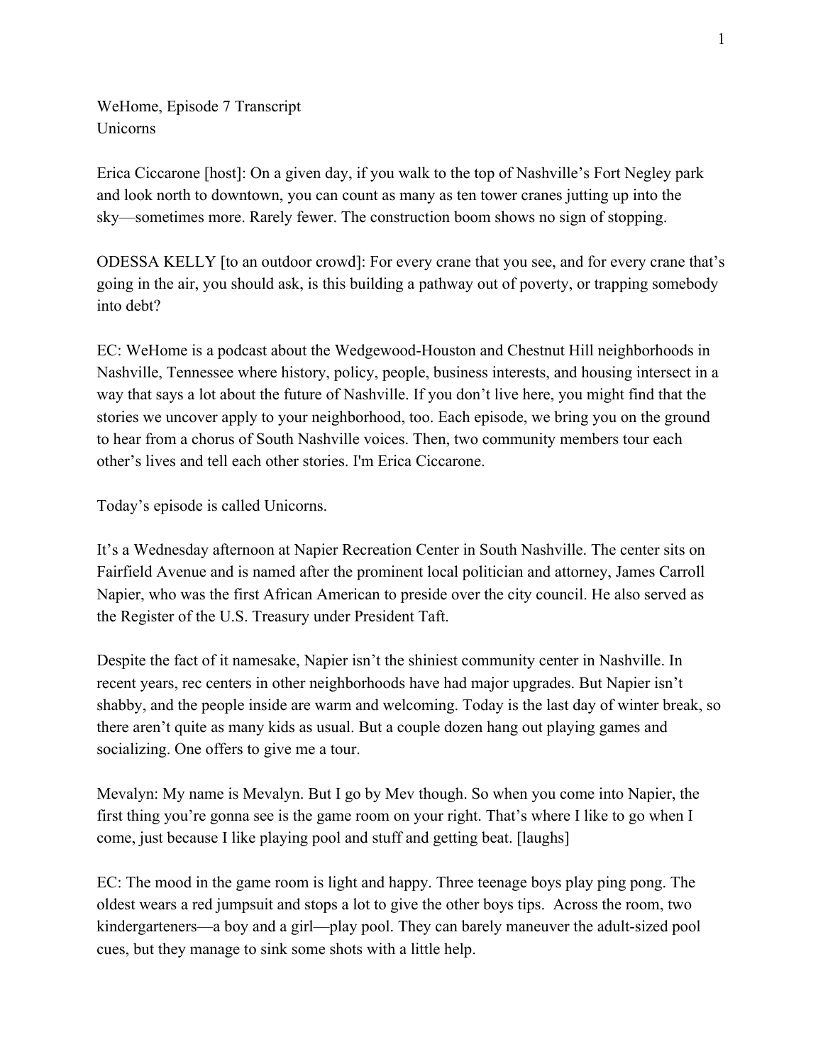WeHome, Episode 7 Transcript
Unicorns

Erica Ciccarone [host]: On a given day, if you walk to the top of Nashville's Fort Negley park and look north to downtown, you can count as many as ten tower cranes jutting up into the sky—sometimes more. Rarely fewer. The construction boom shows no sign of stopping.

ODESSA KELLY [to an outdoor crowd]: For every crane that you see, and for every crane that's going in the air, you should ask, is this building a pathway out of poverty, or trapping somebody into debt?

EC: WeHome is a podcast about the Wedgewood-Houston and Chestnut Hill neighborhoods in Nashville, Tennessee where history, policy, people, business interests, and housing intersect in a way that says a lot about the future of Nashville. If you don't live here, you might find that the stories we uncover apply to your neighborhood, too. Each episode, we bring you on the ground to hear from a chorus of South Nashville voices. Then, two community members tour each other's lives and tell each other stories. I'm Erica Ciccarone.

Today's episode is called Unicorns.

It's a Wednesday afternoon at Napier Recreation Center in South Nashville. The center sits on Fairfield Avenue and is named after the prominent local politician and attorney, James Carroll Napier, who was the first African American to preside over the city council. He also served as the Register of the U.S. Treasury under President Taft.

Despite the fact of it namesake, Napier isn't the shiniest community center in Nashville. In recent years, rec centers in other neighborhoods have had major upgrades. But Napier isn't shabby, and the people inside are warm and welcoming. Today is the last day of winter break, so there aren't quite as many kids as usual. But a couple dozen hang out playing games and socializing. One offers to give me a tour.

Mevalyn: My name is Mevalyn. But I go by Mev though. So when you come into Napier, the first thing you're gonna see is the game room on your right. That's where I like to go when I come, just because I like playing pool and stuff and getting beat. [laughs]

EC: The mood in the game room is light and happy. Three teenage boys play ping pong. The oldest wears a red jumpsuit and stops a lot to give the other boys tips. Across the room, two kindergarteners—a boy and a girl—play pool. They can barely maneuver the adult-sized pool cues, but they manage to sink some shots with a little help.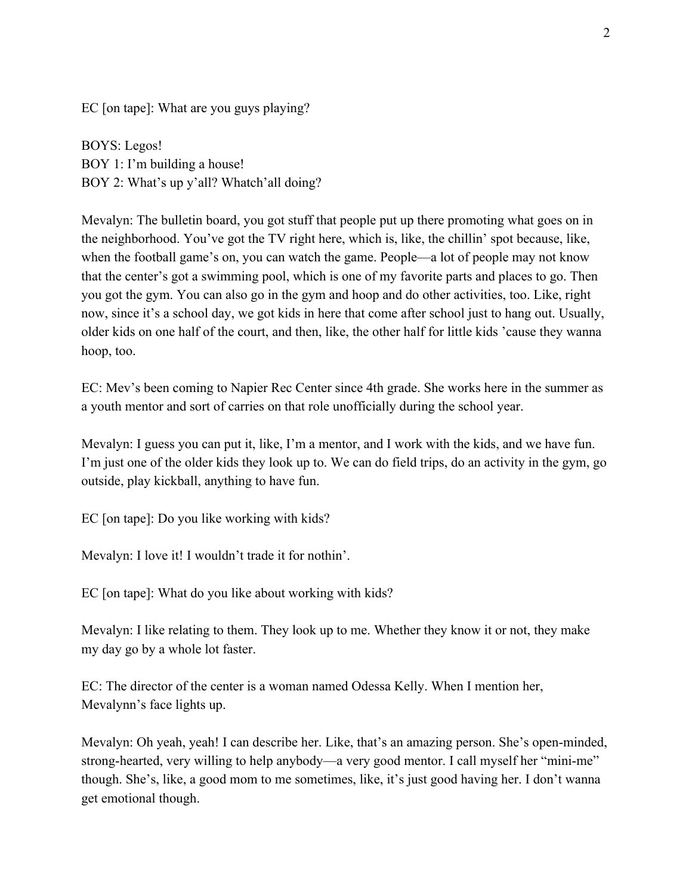EC [on tape]: What are you guys playing?

BOYS: Legos!  
BOY 1: I'm building a house!  
BOY 2: What's up y'all? Whatch'all doing?

Mevalyn: The bulletin board, you got stuff that people put up there promoting what goes on in the neighborhood. You've got the TV right here, which is, like, the chillin' spot because, like, when the football game's on, you can watch the game. People—a lot of people may not know that the center's got a swimming pool, which is one of my favorite parts and places to go. Then you got the gym. You can also go in the gym and hoop and do other activities, too. Like, right now, since it's a school day, we got kids in here that come after school just to hang out. Usually, older kids on one half of the court, and then, like, the other half for little kids 'cause they wanna hoop, too.

EC: Mev's been coming to Napier Rec Center since 4th grade. She works here in the summer as a youth mentor and sort of carries on that role unofficially during the school year.

Mevalyn: I guess you can put it, like, I'm a mentor, and I work with the kids, and we have fun. I'm just one of the older kids they look up to. We can do field trips, do an activity in the gym, go outside, play kickball, anything to have fun.

EC [on tape]: Do you like working with kids?

Mevalyn: I love it! I wouldn't trade it for nothin'.

EC [on tape]: What do you like about working with kids?

Mevalyn: I like relating to them. They look up to me. Whether they know it or not, they make my day go by a whole lot faster.

EC: The director of the center is a woman named Odessa Kelly. When I mention her, Mevalynn's face lights up.

Mevalyn: Oh yeah, yeah! I can describe her. Like, that's an amazing person. She's open-minded, strong-hearted, very willing to help anybody—a very good mentor. I call myself her "mini-me" though. She's, like, a good mom to me sometimes, like, it's just good having her. I don't wanna get emotional though.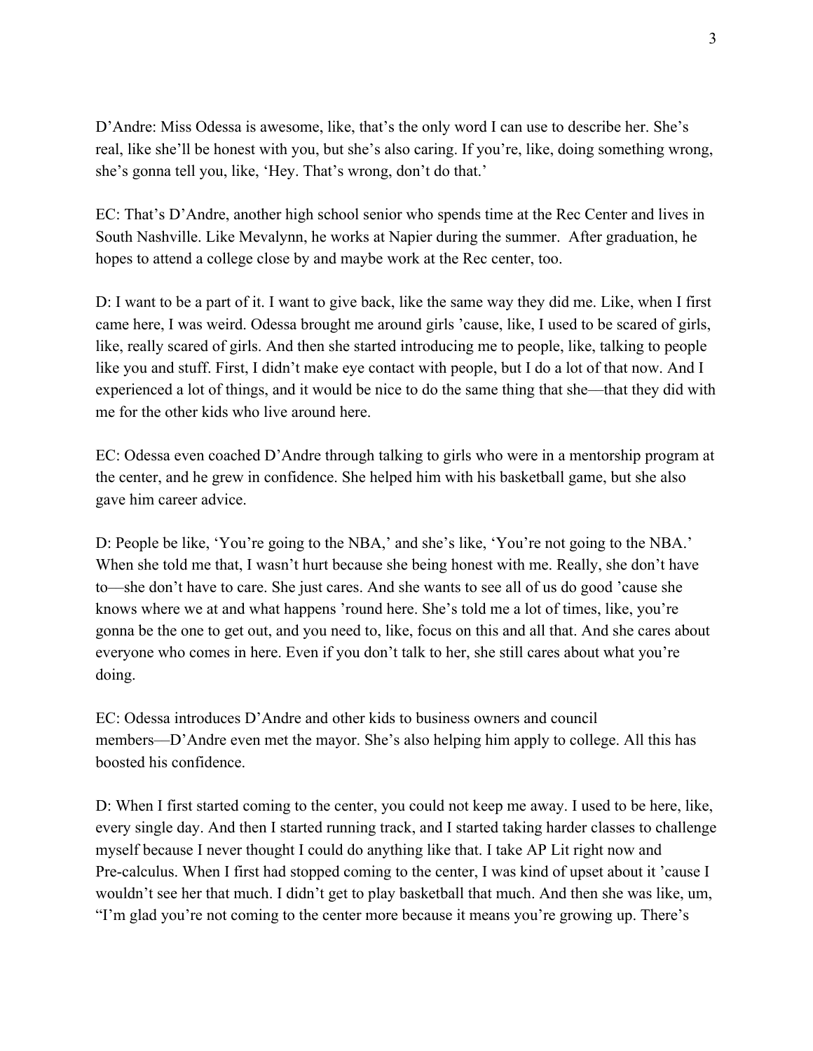D'Andre: Miss Odessa is awesome, like, that's the only word I can use to describe her. She's real, like she'll be honest with you, but she's also caring. If you're, like, doing something wrong, she's gonna tell you, like, 'Hey. That's wrong, don't do that.'

EC: That's D'Andre, another high school senior who spends time at the Rec Center and lives in South Nashville. Like Mevalynn, he works at Napier during the summer. After graduation, he hopes to attend a college close by and maybe work at the Rec center, too.

D: I want to be a part of it. I want to give back, like the same way they did me. Like, when I first came here, I was weird. Odessa brought me around girls 'cause, like, I used to be scared of girls, like, really scared of girls. And then she started introducing me to people, like, talking to people like you and stuff. First, I didn't make eye contact with people, but I do a lot of that now. And I experienced a lot of things, and it would be nice to do the same thing that she—that they did with me for the other kids who live around here.

EC: Odessa even coached D'Andre through talking to girls who were in a mentorship program at the center, and he grew in confidence. She helped him with his basketball game, but she also gave him career advice.

D: People be like, 'You're going to the NBA,' and she's like, 'You're not going to the NBA.' When she told me that, I wasn't hurt because she being honest with me. Really, she don't have to—she don't have to care. She just cares. And she wants to see all of us do good 'cause she knows where we at and what happens 'round here. She's told me a lot of times, like, you're gonna be the one to get out, and you need to, like, focus on this and all that. And she cares about everyone who comes in here. Even if you don't talk to her, she still cares about what you're doing.

EC: Odessa introduces D'Andre and other kids to business owners and council members—D'Andre even met the mayor. She's also helping him apply to college. All this has boosted his confidence.

D: When I first started coming to the center, you could not keep me away. I used to be here, like, every single day. And then I started running track, and I started taking harder classes to challenge myself because I never thought I could do anything like that. I take AP Lit right now and Pre-calculus. When I first had stopped coming to the center, I was kind of upset about it 'cause I wouldn't see her that much. I didn't get to play basketball that much. And then she was like, um, "I'm glad you're not coming to the center more because it means you're growing up. There's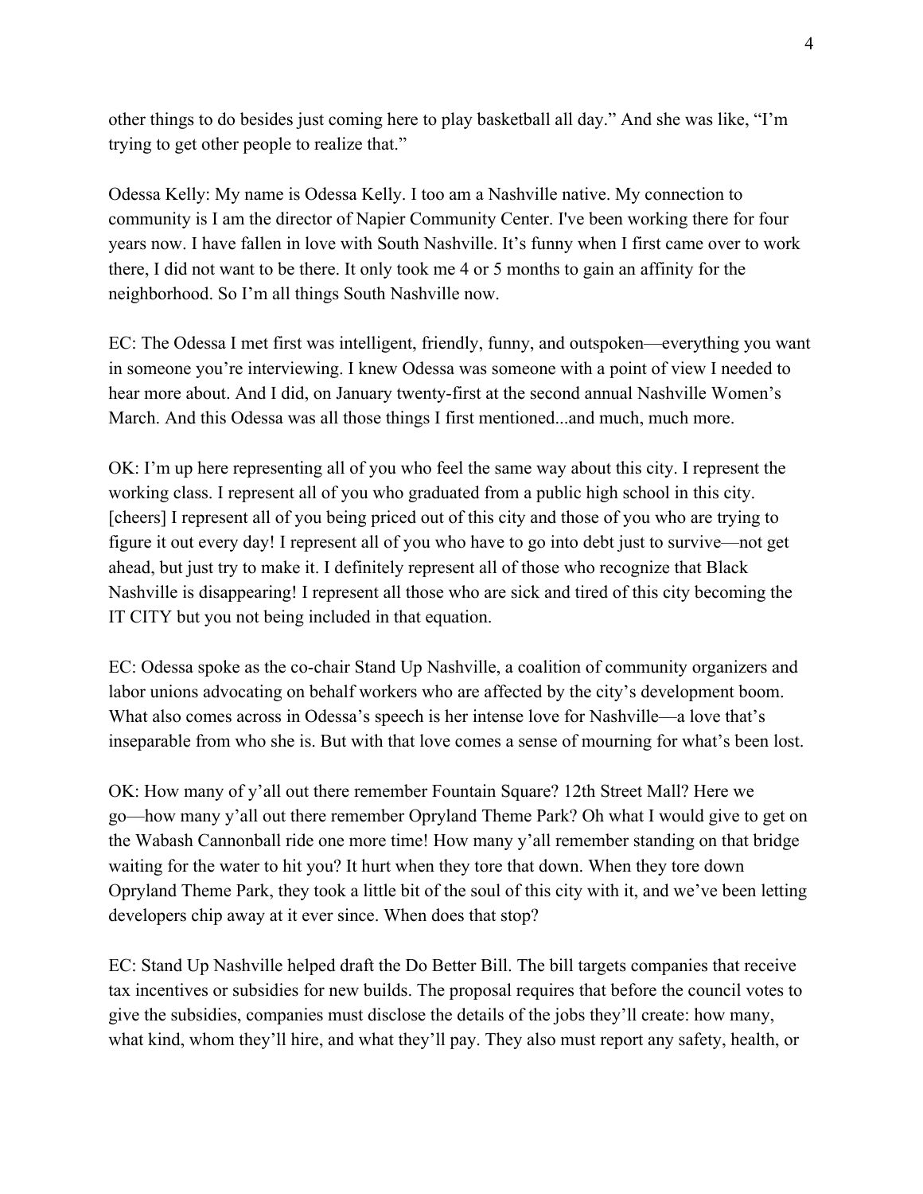other things to do besides just coming here to play basketball all day." And she was like, "I'm trying to get other people to realize that."

Odessa Kelly: My name is Odessa Kelly. I too am a Nashville native. My connection to community is I am the director of Napier Community Center. I've been working there for four years now. I have fallen in love with South Nashville. It's funny when I first came over to work there, I did not want to be there. It only took me 4 or 5 months to gain an affinity for the neighborhood. So I'm all things South Nashville now.

EC: The Odessa I met first was intelligent, friendly, funny, and outspoken—everything you want in someone you're interviewing. I knew Odessa was someone with a point of view I needed to hear more about. And I did, on January twenty-first at the second annual Nashville Women's March. And this Odessa was all those things I first mentioned...and much, much more.

OK: I'm up here representing all of you who feel the same way about this city. I represent the working class. I represent all of you who graduated from a public high school in this city. [cheers] I represent all of you being priced out of this city and those of you who are trying to figure it out every day! I represent all of you who have to go into debt just to survive—not get ahead, but just try to make it. I definitely represent all of those who recognize that Black Nashville is disappearing! I represent all those who are sick and tired of this city becoming the IT CITY but you not being included in that equation.

EC: Odessa spoke as the co-chair Stand Up Nashville, a coalition of community organizers and labor unions advocating on behalf workers who are affected by the city's development boom. What also comes across in Odessa's speech is her intense love for Nashville—a love that's inseparable from who she is. But with that love comes a sense of mourning for what's been lost.

OK: How many of y'all out there remember Fountain Square? 12th Street Mall? Here we go—how many y'all out there remember Opryland Theme Park? Oh what I would give to get on the Wabash Cannonball ride one more time! How many y'all remember standing on that bridge waiting for the water to hit you? It hurt when they tore that down. When they tore down Opryland Theme Park, they took a little bit of the soul of this city with it, and we've been letting developers chip away at it ever since. When does that stop?

EC: Stand Up Nashville helped draft the Do Better Bill. The bill targets companies that receive tax incentives or subsidies for new builds. The proposal requires that before the council votes to give the subsidies, companies must disclose the details of the jobs they'll create: how many, what kind, whom they'll hire, and what they'll pay. They also must report any safety, health, or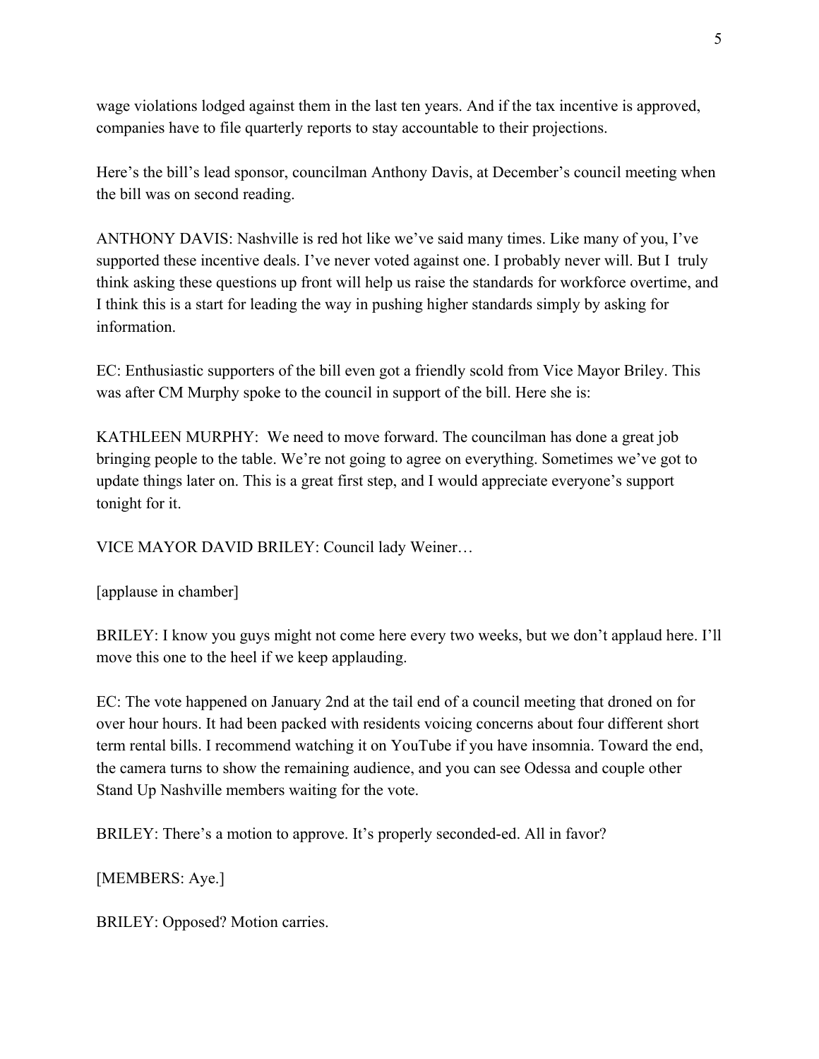wage violations lodged against them in the last ten years. And if the tax incentive is approved, companies have to file quarterly reports to stay accountable to their projections.

Here's the bill's lead sponsor, councilman Anthony Davis, at December's council meeting when the bill was on second reading.

ANTHONY DAVIS: Nashville is red hot like we've said many times. Like many of you, I've supported these incentive deals. I've never voted against one. I probably never will. But I truly think asking these questions up front will help us raise the standards for workforce overtime, and I think this is a start for leading the way in pushing higher standards simply by asking for information.

EC: Enthusiastic supporters of the bill even got a friendly scold from Vice Mayor Briley. This was after CM Murphy spoke to the council in support of the bill. Here she is:

KATHLEEN MURPHY: We need to move forward. The councilman has done a great job bringing people to the table. We're not going to agree on everything. Sometimes we've got to update things later on. This is a great first step, and I would appreciate everyone's support tonight for it.

VICE MAYOR DAVID BRILEY: Council lady Weiner…

[applause in chamber]

BRILEY: I know you guys might not come here every two weeks, but we don't applaud here. I'll move this one to the heel if we keep applauding.

EC: The vote happened on January 2nd at the tail end of a council meeting that droned on for over hour hours. It had been packed with residents voicing concerns about four different short term rental bills. I recommend watching it on YouTube if you have insomnia. Toward the end, the camera turns to show the remaining audience, and you can see Odessa and couple other Stand Up Nashville members waiting for the vote.

BRILEY: There's a motion to approve. It's properly seconded-ed. All in favor?

[MEMBERS: Aye.]

BRILEY: Opposed? Motion carries.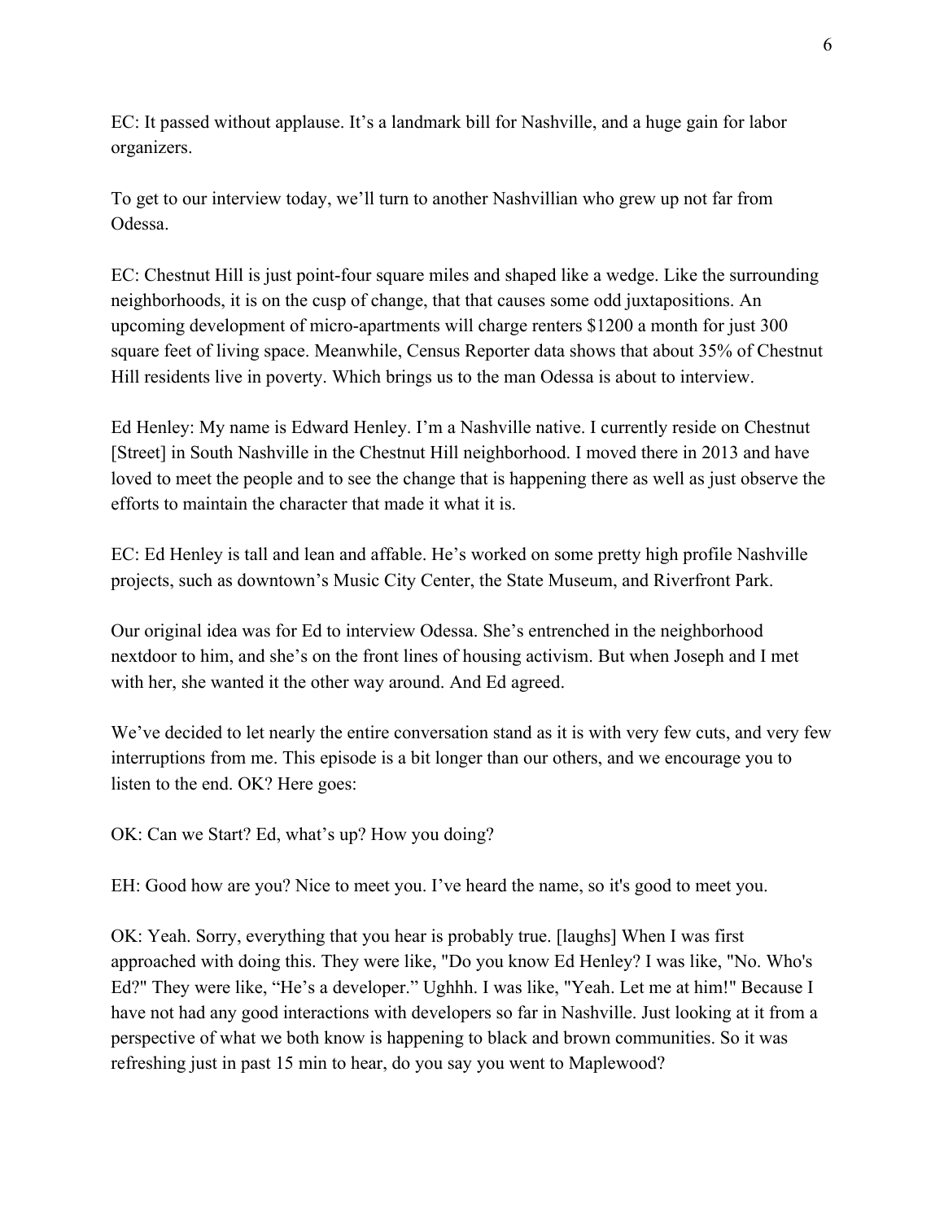EC: It passed without applause. It's a landmark bill for Nashville, and a huge gain for labor organizers.

To get to our interview today, we'll turn to another Nashvillian who grew up not far from Odessa.

EC: Chestnut Hill is just point-four square miles and shaped like a wedge. Like the surrounding neighborhoods, it is on the cusp of change, that that causes some odd juxtapositions. An upcoming development of micro-apartments will charge renters $1200 a month for just 300 square feet of living space. Meanwhile, Census Reporter data shows that about 35% of Chestnut Hill residents live in poverty. Which brings us to the man Odessa is about to interview.

Ed Henley: My name is Edward Henley. I'm a Nashville native. I currently reside on Chestnut [Street] in South Nashville in the Chestnut Hill neighborhood. I moved there in 2013 and have loved to meet the people and to see the change that is happening there as well as just observe the efforts to maintain the character that made it what it is.

EC: Ed Henley is tall and lean and affable. He's worked on some pretty high profile Nashville projects, such as downtown's Music City Center, the State Museum, and Riverfront Park.

Our original idea was for Ed to interview Odessa. She's entrenched in the neighborhood nextdoor to him, and she's on the front lines of housing activism. But when Joseph and I met with her, she wanted it the other way around. And Ed agreed.

We've decided to let nearly the entire conversation stand as it is with very few cuts, and very few interruptions from me. This episode is a bit longer than our others, and we encourage you to listen to the end. OK? Here goes:

OK: Can we Start? Ed, what's up? How you doing?

EH: Good how are you? Nice to meet you. I've heard the name, so it's good to meet you.

OK: Yeah. Sorry, everything that you hear is probably true. [laughs] When I was first approached with doing this. They were like, "Do you know Ed Henley? I was like, "No. Who's Ed?" They were like, "He's a developer." Ughhh. I was like, "Yeah. Let me at him!" Because I have not had any good interactions with developers so far in Nashville. Just looking at it from a perspective of what we both know is happening to black and brown communities. So it was refreshing just in past 15 min to hear, do you say you went to Maplewood?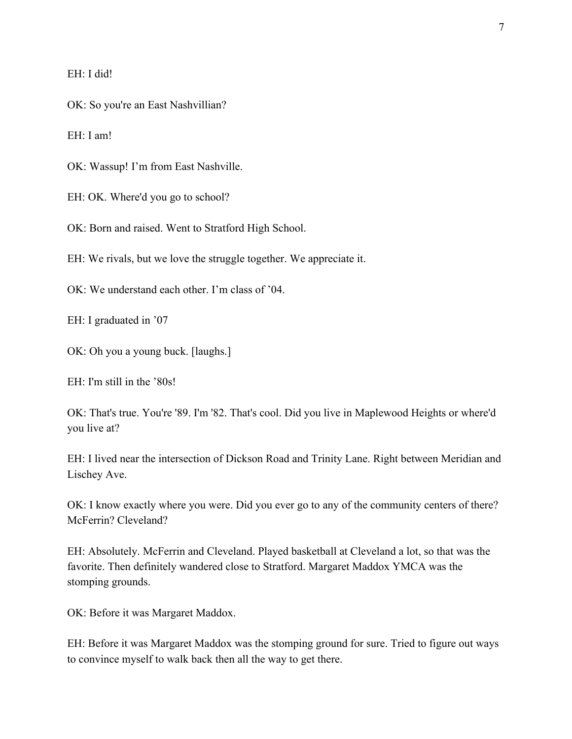EH: I did!

OK: So you're an East Nashvillian?

EH: I am!

OK: Wassup! I'm from East Nashville.

EH: OK. Where'd you go to school?

OK: Born and raised. Went to Stratford High School.

EH: We rivals, but we love the struggle together. We appreciate it.

OK: We understand each other. I'm class of '04.

EH: I graduated in '07

OK: Oh you a young buck. [laughs.]

EH: I'm still in the '80s!

OK: That's true. You're '89. I'm '82. That's cool. Did you live in Maplewood Heights or where'd you live at?

EH: I lived near the intersection of Dickson Road and Trinity Lane. Right between Meridian and Lischey Ave.

OK: I know exactly where you were. Did you ever go to any of the community centers of there? McFerrin? Cleveland?

EH: Absolutely. McFerrin and Cleveland. Played basketball at Cleveland a lot, so that was the favorite. Then definitely wandered close to Stratford. Margaret Maddox YMCA was the stomping grounds.

OK: Before it was Margaret Maddox.

EH: Before it was Margaret Maddox was the stomping ground for sure. Tried to figure out ways to convince myself to walk back then all the way to get there.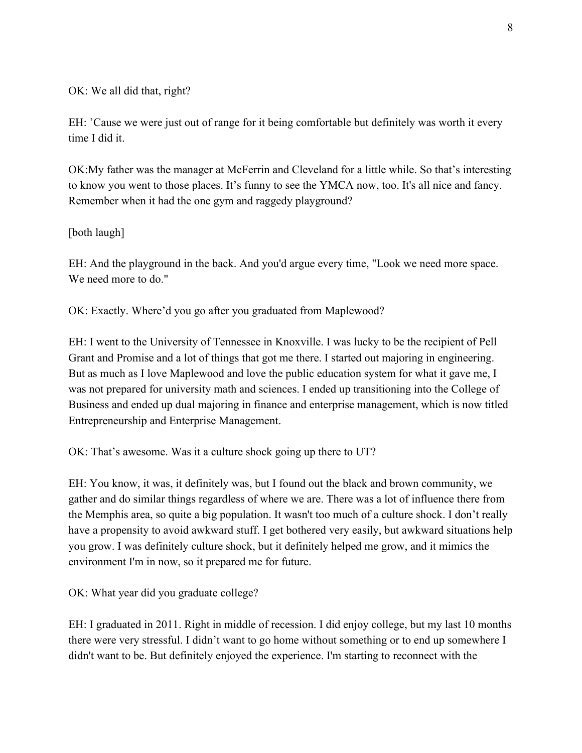OK: We all did that, right?

EH: ’Cause we were just out of range for it being comfortable but definitely was worth it every time I did it.

OK:My father was the manager at McFerrin and Cleveland for a little while. So that’s interesting to know you went to those places. It’s funny to see the YMCA now, too. It's all nice and fancy. Remember when it had the one gym and raggedy playground?

[both laugh]

EH: And the playground in the back. And you'd argue every time, "Look we need more space. We need more to do."

OK: Exactly. Where’d you go after you graduated from Maplewood?

EH: I went to the University of Tennessee in Knoxville. I was lucky to be the recipient of Pell Grant and Promise and a lot of things that got me there. I started out majoring in engineering. But as much as I love Maplewood and love the public education system for what it gave me, I was not prepared for university math and sciences. I ended up transitioning into the College of Business and ended up dual majoring in finance and enterprise management, which is now titled Entrepreneurship and Enterprise Management.

OK: That’s awesome. Was it a culture shock going up there to UT?

EH: You know, it was, it definitely was, but I found out the black and brown community, we gather and do similar things regardless of where we are. There was a lot of influence there from the Memphis area, so quite a big population. It wasn't too much of a culture shock. I don’t really have a propensity to avoid awkward stuff. I get bothered very easily, but awkward situations help you grow. I was definitely culture shock, but it definitely helped me grow, and it mimics the environment I'm in now, so it prepared me for future.

OK: What year did you graduate college?

EH: I graduated in 2011. Right in middle of recession. I did enjoy college, but my last 10 months there were very stressful. I didn’t want to go home without something or to end up somewhere I didn't want to be. But definitely enjoyed the experience. I'm starting to reconnect with the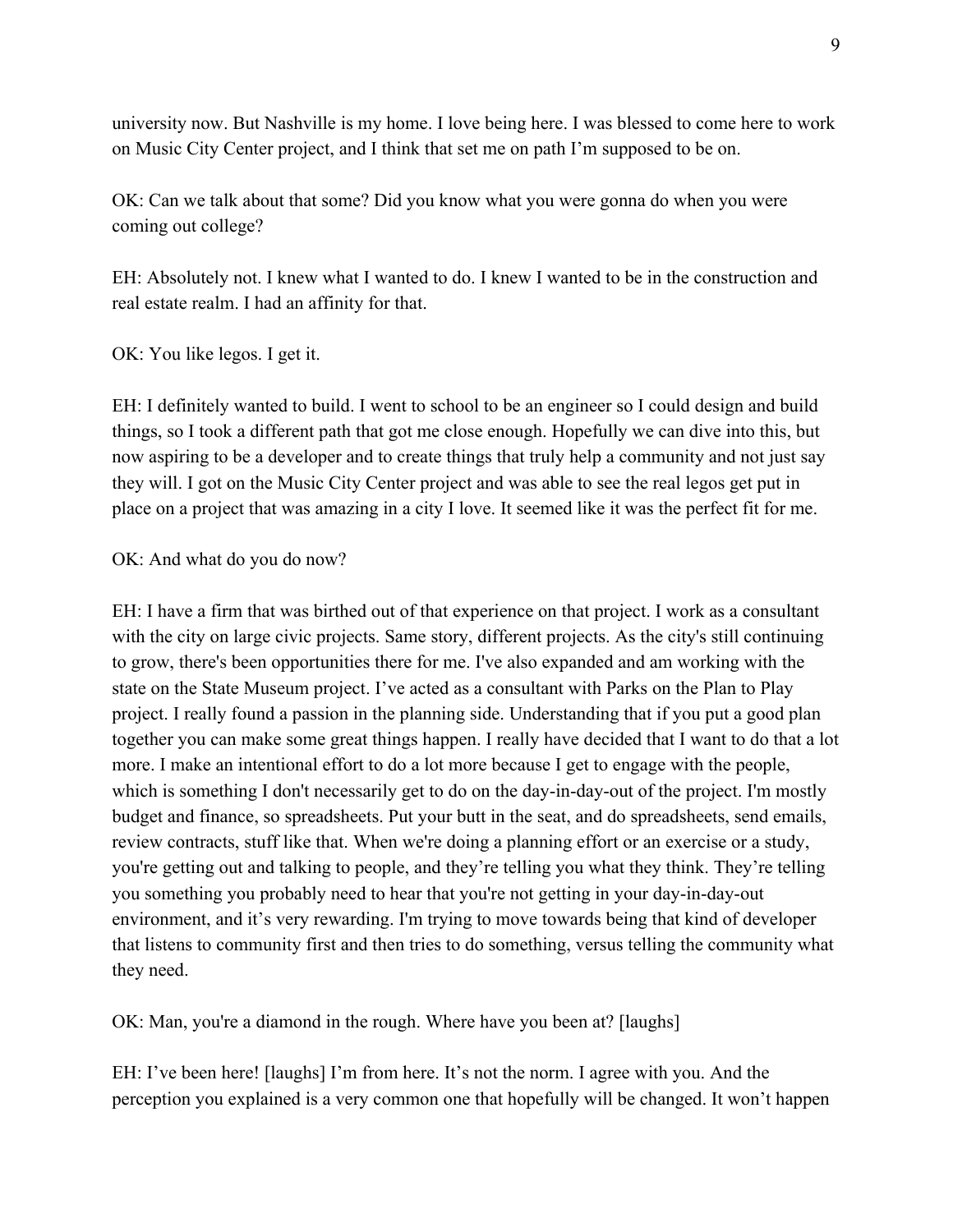university now. But Nashville is my home. I love being here. I was blessed to come here to work on Music City Center project, and I think that set me on path I'm supposed to be on.

OK: Can we talk about that some? Did you know what you were gonna do when you were coming out college?

EH: Absolutely not. I knew what I wanted to do. I knew I wanted to be in the construction and real estate realm. I had an affinity for that.

OK: You like legos. I get it.

EH: I definitely wanted to build. I went to school to be an engineer so I could design and build things, so I took a different path that got me close enough. Hopefully we can dive into this, but now aspiring to be a developer and to create things that truly help a community and not just say they will. I got on the Music City Center project and was able to see the real legos get put in place on a project that was amazing in a city I love. It seemed like it was the perfect fit for me.

OK: And what do you do now?

EH: I have a firm that was birthed out of that experience on that project. I work as a consultant with the city on large civic projects. Same story, different projects. As the city's still continuing to grow, there's been opportunities there for me. I've also expanded and am working with the state on the State Museum project. I've acted as a consultant with Parks on the Plan to Play project. I really found a passion in the planning side. Understanding that if you put a good plan together you can make some great things happen. I really have decided that I want to do that a lot more. I make an intentional effort to do a lot more because I get to engage with the people, which is something I don't necessarily get to do on the day-in-day-out of the project. I'm mostly budget and finance, so spreadsheets. Put your butt in the seat, and do spreadsheets, send emails, review contracts, stuff like that. When we're doing a planning effort or an exercise or a study, you're getting out and talking to people, and they're telling you what they think. They're telling you something you probably need to hear that you're not getting in your day-in-day-out environment, and it's very rewarding. I'm trying to move towards being that kind of developer that listens to community first and then tries to do something, versus telling the community what they need.

OK: Man, you're a diamond in the rough. Where have you been at? [laughs]

EH: I've been here! [laughs] I'm from here. It's not the norm. I agree with you. And the perception you explained is a very common one that hopefully will be changed. It won't happen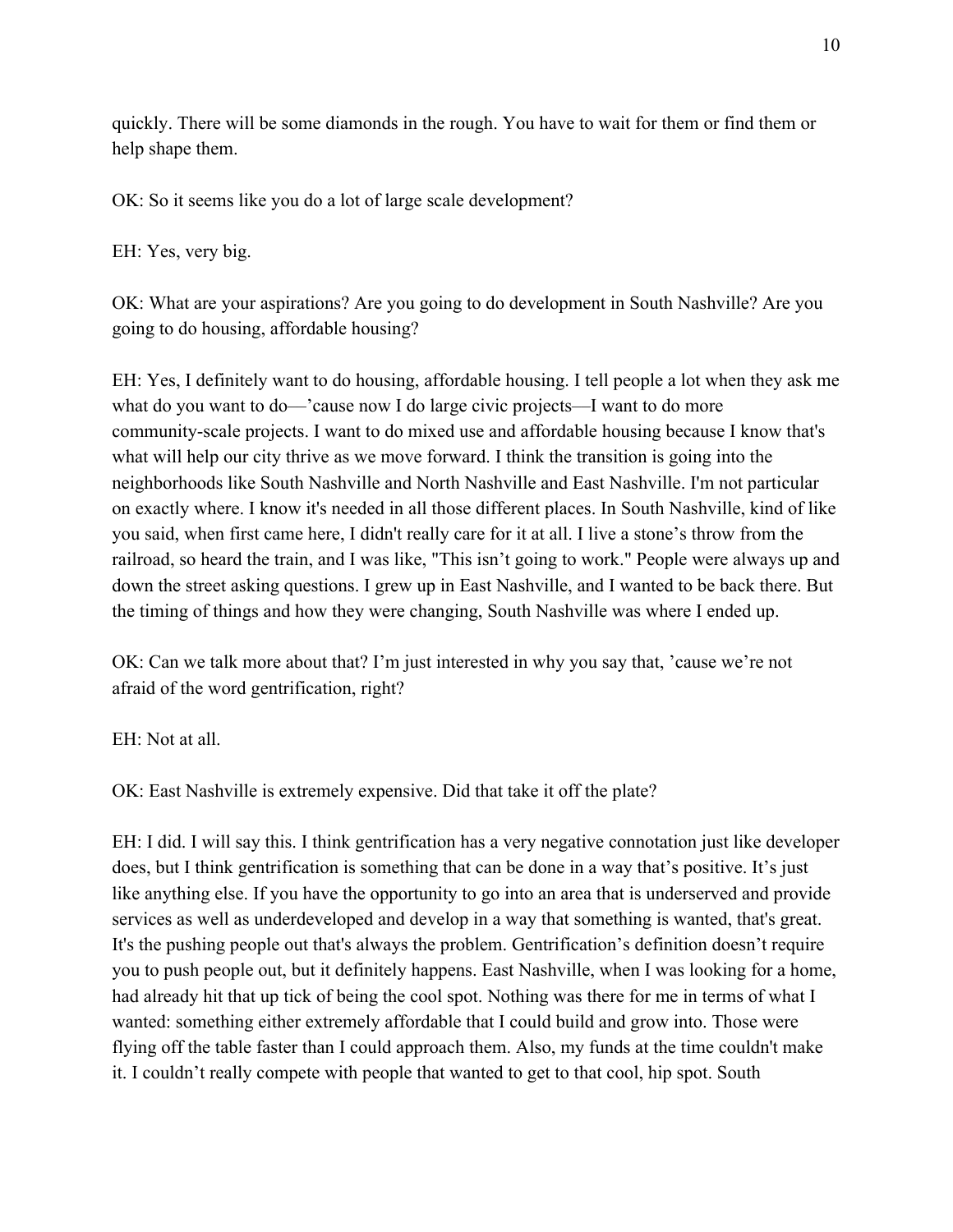quickly. There will be some diamonds in the rough. You have to wait for them or find them or help shape them.

OK: So it seems like you do a lot of large scale development?

EH: Yes, very big.

OK: What are your aspirations? Are you going to do development in South Nashville? Are you going to do housing, affordable housing?

EH: Yes, I definitely want to do housing, affordable housing. I tell people a lot when they ask me what do you want to do—'cause now I do large civic projects—I want to do more community-scale projects. I want to do mixed use and affordable housing because I know that's what will help our city thrive as we move forward. I think the transition is going into the neighborhoods like South Nashville and North Nashville and East Nashville. I'm not particular on exactly where. I know it's needed in all those different places. In South Nashville, kind of like you said, when first came here, I didn't really care for it at all. I live a stone's throw from the railroad, so heard the train, and I was like, "This isn't going to work." People were always up and down the street asking questions. I grew up in East Nashville, and I wanted to be back there. But the timing of things and how they were changing, South Nashville was where I ended up.

OK: Can we talk more about that? I'm just interested in why you say that, 'cause we're not afraid of the word gentrification, right?

EH: Not at all.

OK: East Nashville is extremely expensive. Did that take it off the plate?

EH: I did. I will say this. I think gentrification has a very negative connotation just like developer does, but I think gentrification is something that can be done in a way that's positive. It's just like anything else. If you have the opportunity to go into an area that is underserved and provide services as well as underdeveloped and develop in a way that something is wanted, that's great. It's the pushing people out that's always the problem. Gentrification's definition doesn't require you to push people out, but it definitely happens. East Nashville, when I was looking for a home, had already hit that up tick of being the cool spot. Nothing was there for me in terms of what I wanted: something either extremely affordable that I could build and grow into. Those were flying off the table faster than I could approach them. Also, my funds at the time couldn't make it. I couldn't really compete with people that wanted to get to that cool, hip spot. South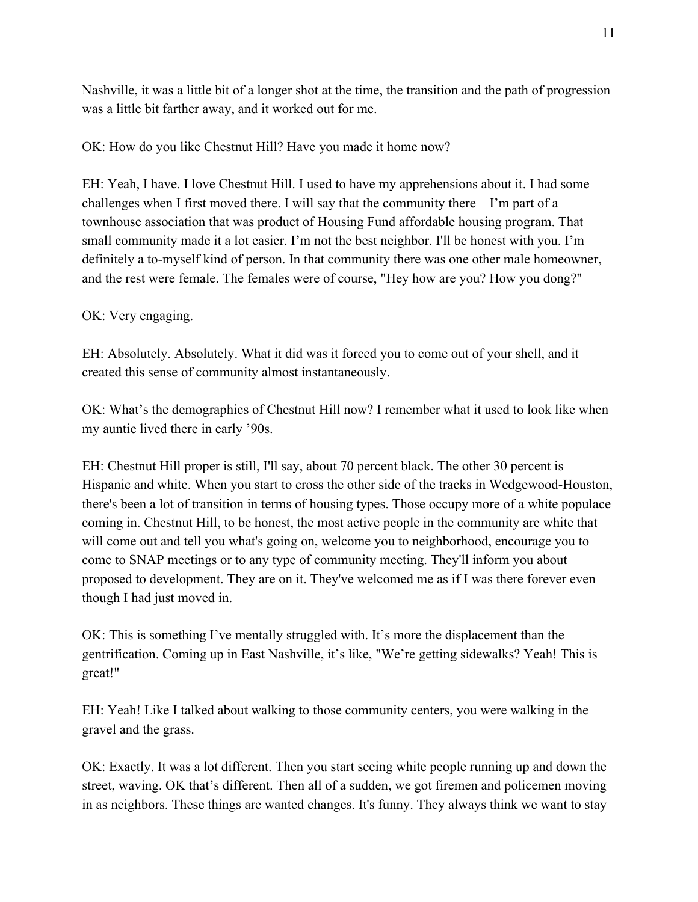Nashville, it was a little bit of a longer shot at the time, the transition and the path of progression was a little bit farther away, and it worked out for me.

OK: How do you like Chestnut Hill? Have you made it home now?

EH: Yeah, I have. I love Chestnut Hill. I used to have my apprehensions about it. I had some challenges when I first moved there. I will say that the community there—I'm part of a townhouse association that was product of Housing Fund affordable housing program. That small community made it a lot easier. I'm not the best neighbor. I'll be honest with you. I'm definitely a to-myself kind of person. In that community there was one other male homeowner, and the rest were female. The females were of course, "Hey how are you? How you dong?"

OK: Very engaging.

EH: Absolutely. Absolutely. What it did was it forced you to come out of your shell, and it created this sense of community almost instantaneously.

OK: What's the demographics of Chestnut Hill now? I remember what it used to look like when my auntie lived there in early '90s.

EH: Chestnut Hill proper is still, I'll say, about 70 percent black. The other 30 percent is Hispanic and white. When you start to cross the other side of the tracks in Wedgewood-Houston, there's been a lot of transition in terms of housing types. Those occupy more of a white populace coming in. Chestnut Hill, to be honest, the most active people in the community are white that will come out and tell you what's going on, welcome you to neighborhood, encourage you to come to SNAP meetings or to any type of community meeting. They'll inform you about proposed to development. They are on it. They've welcomed me as if I was there forever even though I had just moved in.

OK: This is something I've mentally struggled with. It's more the displacement than the gentrification. Coming up in East Nashville, it's like, "We're getting sidewalks? Yeah! This is great!"

EH: Yeah! Like I talked about walking to those community centers, you were walking in the gravel and the grass.

OK: Exactly. It was a lot different. Then you start seeing white people running up and down the street, waving. OK that's different. Then all of a sudden, we got firemen and policemen moving in as neighbors. These things are wanted changes. It's funny. They always think we want to stay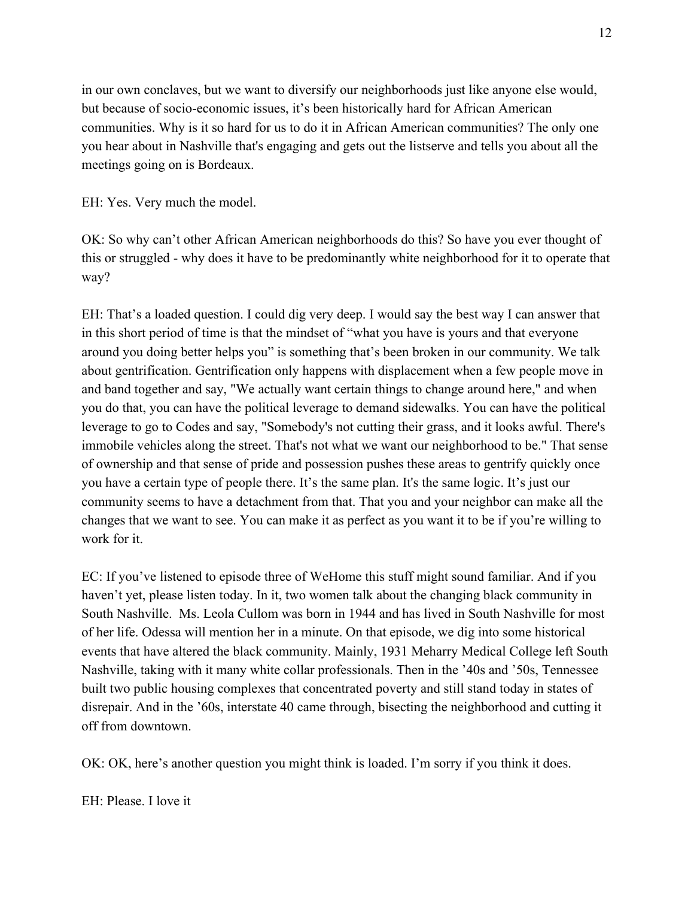in our own conclaves, but we want to diversify our neighborhoods just like anyone else would, but because of socio-economic issues, it's been historically hard for African American communities. Why is it so hard for us to do it in African American communities? The only one you hear about in Nashville that's engaging and gets out the listserve and tells you about all the meetings going on is Bordeaux.

EH: Yes. Very much the model.

OK: So why can't other African American neighborhoods do this? So have you ever thought of this or struggled - why does it have to be predominantly white neighborhood for it to operate that way?

EH: That's a loaded question. I could dig very deep. I would say the best way I can answer that in this short period of time is that the mindset of "what you have is yours and that everyone around you doing better helps you" is something that's been broken in our community. We talk about gentrification. Gentrification only happens with displacement when a few people move in and band together and say, "We actually want certain things to change around here," and when you do that, you can have the political leverage to demand sidewalks. You can have the political leverage to go to Codes and say, "Somebody's not cutting their grass, and it looks awful. There's immobile vehicles along the street. That's not what we want our neighborhood to be." That sense of ownership and that sense of pride and possession pushes these areas to gentrify quickly once you have a certain type of people there. It's the same plan. It's the same logic. It's just our community seems to have a detachment from that. That you and your neighbor can make all the changes that we want to see. You can make it as perfect as you want it to be if you're willing to work for it.

EC: If you've listened to episode three of WeHome this stuff might sound familiar. And if you haven't yet, please listen today. In it, two women talk about the changing black community in South Nashville. Ms. Leola Cullom was born in 1944 and has lived in South Nashville for most of her life. Odessa will mention her in a minute. On that episode, we dig into some historical events that have altered the black community. Mainly, 1931 Meharry Medical College left South Nashville, taking with it many white collar professionals. Then in the '40s and '50s, Tennessee built two public housing complexes that concentrated poverty and still stand today in states of disrepair. And in the '60s, interstate 40 came through, bisecting the neighborhood and cutting it off from downtown.

OK: OK, here's another question you might think is loaded. I'm sorry if you think it does.

EH: Please. I love it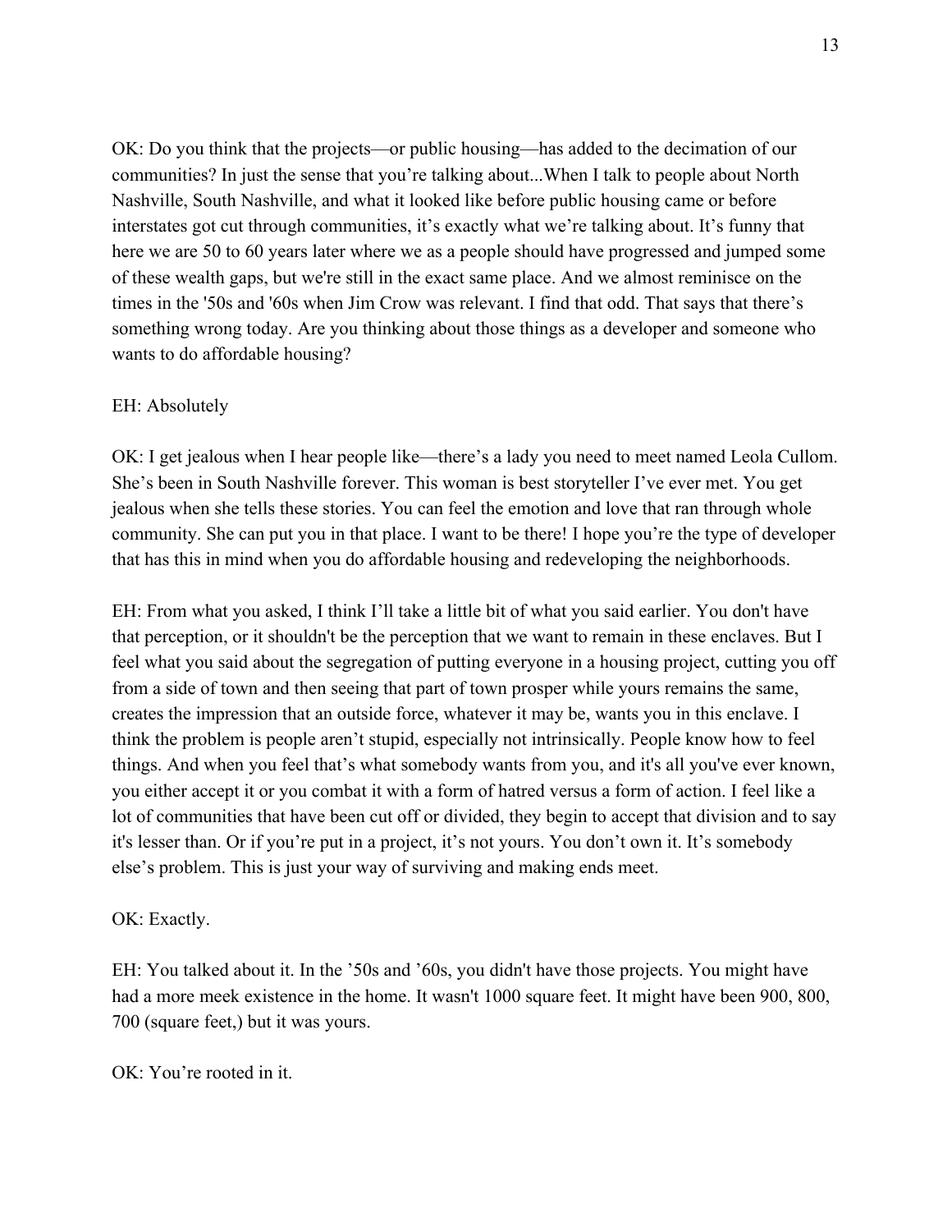OK: Do you think that the projects—or public housing—has added to the decimation of our communities? In just the sense that you're talking about...When I talk to people about North Nashville, South Nashville, and what it looked like before public housing came or before interstates got cut through communities, it's exactly what we're talking about. It's funny that here we are 50 to 60 years later where we as a people should have progressed and jumped some of these wealth gaps, but we're still in the exact same place. And we almost reminisce on the times in the '50s and '60s when Jim Crow was relevant. I find that odd. That says that there's something wrong today. Are you thinking about those things as a developer and someone who wants to do affordable housing?

EH: Absolutely

OK: I get jealous when I hear people like—there's a lady you need to meet named Leola Cullom. She's been in South Nashville forever. This woman is best storyteller I've ever met. You get jealous when she tells these stories. You can feel the emotion and love that ran through whole community. She can put you in that place. I want to be there! I hope you're the type of developer that has this in mind when you do affordable housing and redeveloping the neighborhoods.

EH: From what you asked, I think I'll take a little bit of what you said earlier. You don't have that perception, or it shouldn't be the perception that we want to remain in these enclaves. But I feel what you said about the segregation of putting everyone in a housing project, cutting you off from a side of town and then seeing that part of town prosper while yours remains the same, creates the impression that an outside force, whatever it may be, wants you in this enclave. I think the problem is people aren't stupid, especially not intrinsically. People know how to feel things. And when you feel that's what somebody wants from you, and it's all you've ever known, you either accept it or you combat it with a form of hatred versus a form of action. I feel like a lot of communities that have been cut off or divided, they begin to accept that division and to say it's lesser than. Or if you're put in a project, it's not yours. You don't own it. It's somebody else's problem. This is just your way of surviving and making ends meet.

OK: Exactly.

EH: You talked about it. In the '50s and '60s, you didn't have those projects. You might have had a more meek existence in the home. It wasn't 1000 square feet. It might have been 900, 800, 700 (square feet,) but it was yours.

OK: You're rooted in it.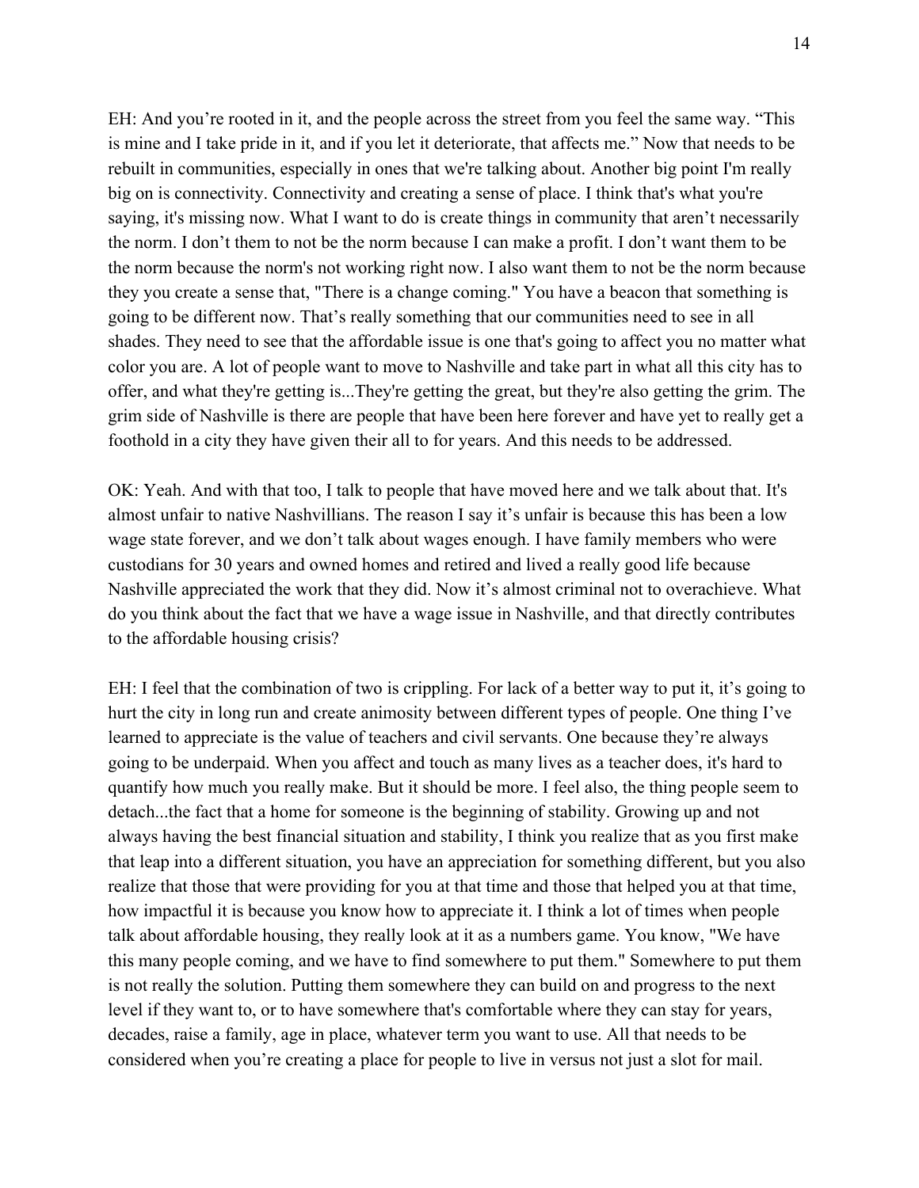EH: And you're rooted in it, and the people across the street from you feel the same way. "This is mine and I take pride in it, and if you let it deteriorate, that affects me." Now that needs to be rebuilt in communities, especially in ones that we're talking about. Another big point I'm really big on is connectivity. Connectivity and creating a sense of place. I think that's what you're saying, it's missing now. What I want to do is create things in community that aren't necessarily the norm. I don't them to not be the norm because I can make a profit. I don't want them to be the norm because the norm's not working right now. I also want them to not be the norm because they you create a sense that, "There is a change coming." You have a beacon that something is going to be different now. That's really something that our communities need to see in all shades. They need to see that the affordable issue is one that's going to affect you no matter what color you are. A lot of people want to move to Nashville and take part in what all this city has to offer, and what they're getting is...They're getting the great, but they're also getting the grim. The grim side of Nashville is there are people that have been here forever and have yet to really get a foothold in a city they have given their all to for years. And this needs to be addressed.

OK: Yeah. And with that too, I talk to people that have moved here and we talk about that. It's almost unfair to native Nashvillians. The reason I say it's unfair is because this has been a low wage state forever, and we don't talk about wages enough. I have family members who were custodians for 30 years and owned homes and retired and lived a really good life because Nashville appreciated the work that they did. Now it's almost criminal not to overachieve. What do you think about the fact that we have a wage issue in Nashville, and that directly contributes to the affordable housing crisis?

EH: I feel that the combination of two is crippling. For lack of a better way to put it, it's going to hurt the city in long run and create animosity between different types of people. One thing I've learned to appreciate is the value of teachers and civil servants. One because they're always going to be underpaid. When you affect and touch as many lives as a teacher does, it's hard to quantify how much you really make. But it should be more. I feel also, the thing people seem to detach...the fact that a home for someone is the beginning of stability. Growing up and not always having the best financial situation and stability, I think you realize that as you first make that leap into a different situation, you have an appreciation for something different, but you also realize that those that were providing for you at that time and those that helped you at that time, how impactful it is because you know how to appreciate it. I think a lot of times when people talk about affordable housing, they really look at it as a numbers game. You know, "We have this many people coming, and we have to find somewhere to put them." Somewhere to put them is not really the solution. Putting them somewhere they can build on and progress to the next level if they want to, or to have somewhere that's comfortable where they can stay for years, decades, raise a family, age in place, whatever term you want to use. All that needs to be considered when you're creating a place for people to live in versus not just a slot for mail.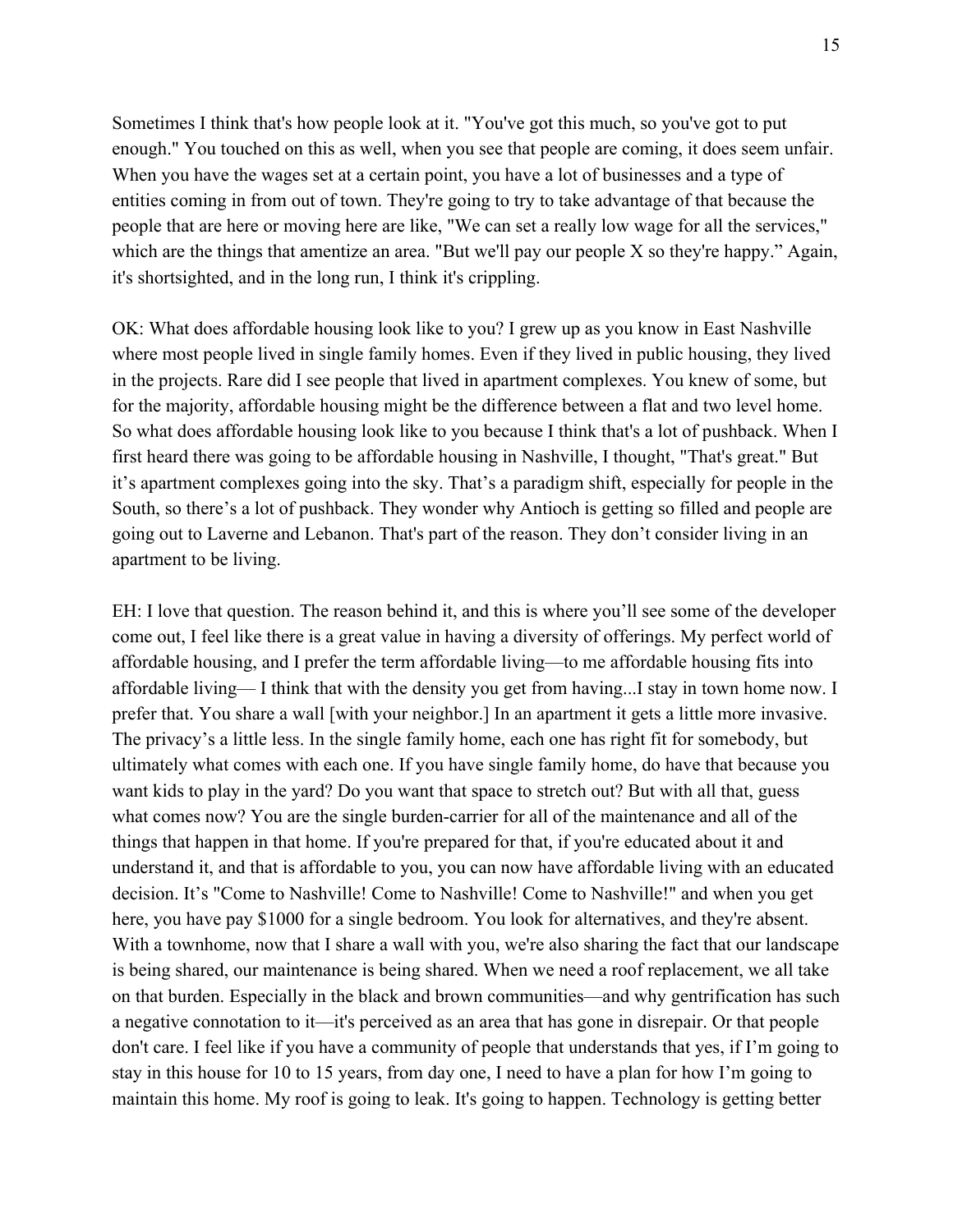Sometimes I think that's how people look at it. "You've got this much, so you've got to put enough." You touched on this as well, when you see that people are coming, it does seem unfair. When you have the wages set at a certain point, you have a lot of businesses and a type of entities coming in from out of town. They're going to try to take advantage of that because the people that are here or moving here are like, "We can set a really low wage for all the services," which are the things that amentize an area. "But we'll pay our people X so they're happy." Again, it's shortsighted, and in the long run, I think it's crippling.

OK: What does affordable housing look like to you? I grew up as you know in East Nashville where most people lived in single family homes. Even if they lived in public housing, they lived in the projects. Rare did I see people that lived in apartment complexes. You knew of some, but for the majority, affordable housing might be the difference between a flat and two level home. So what does affordable housing look like to you because I think that's a lot of pushback. When I first heard there was going to be affordable housing in Nashville, I thought, "That's great." But it's apartment complexes going into the sky. That's a paradigm shift, especially for people in the South, so there's a lot of pushback. They wonder why Antioch is getting so filled and people are going out to Laverne and Lebanon. That's part of the reason. They don't consider living in an apartment to be living.

EH: I love that question. The reason behind it, and this is where you'll see some of the developer come out, I feel like there is a great value in having a diversity of offerings. My perfect world of affordable housing, and I prefer the term affordable living—to me affordable housing fits into affordable living— I think that with the density you get from having...I stay in town home now. I prefer that. You share a wall [with your neighbor.] In an apartment it gets a little more invasive. The privacy's a little less. In the single family home, each one has right fit for somebody, but ultimately what comes with each one. If you have single family home, do have that because you want kids to play in the yard? Do you want that space to stretch out? But with all that, guess what comes now? You are the single burden-carrier for all of the maintenance and all of the things that happen in that home. If you're prepared for that, if you're educated about it and understand it, and that is affordable to you, you can now have affordable living with an educated decision. It's "Come to Nashville! Come to Nashville! Come to Nashville!" and when you get here, you have pay $1000 for a single bedroom. You look for alternatives, and they're absent. With a townhome, now that I share a wall with you, we're also sharing the fact that our landscape is being shared, our maintenance is being shared. When we need a roof replacement, we all take on that burden. Especially in the black and brown communities—and why gentrification has such a negative connotation to it—it's perceived as an area that has gone in disrepair. Or that people don't care. I feel like if you have a community of people that understands that yes, if I'm going to stay in this house for 10 to 15 years, from day one, I need to have a plan for how I'm going to maintain this home. My roof is going to leak. It's going to happen. Technology is getting better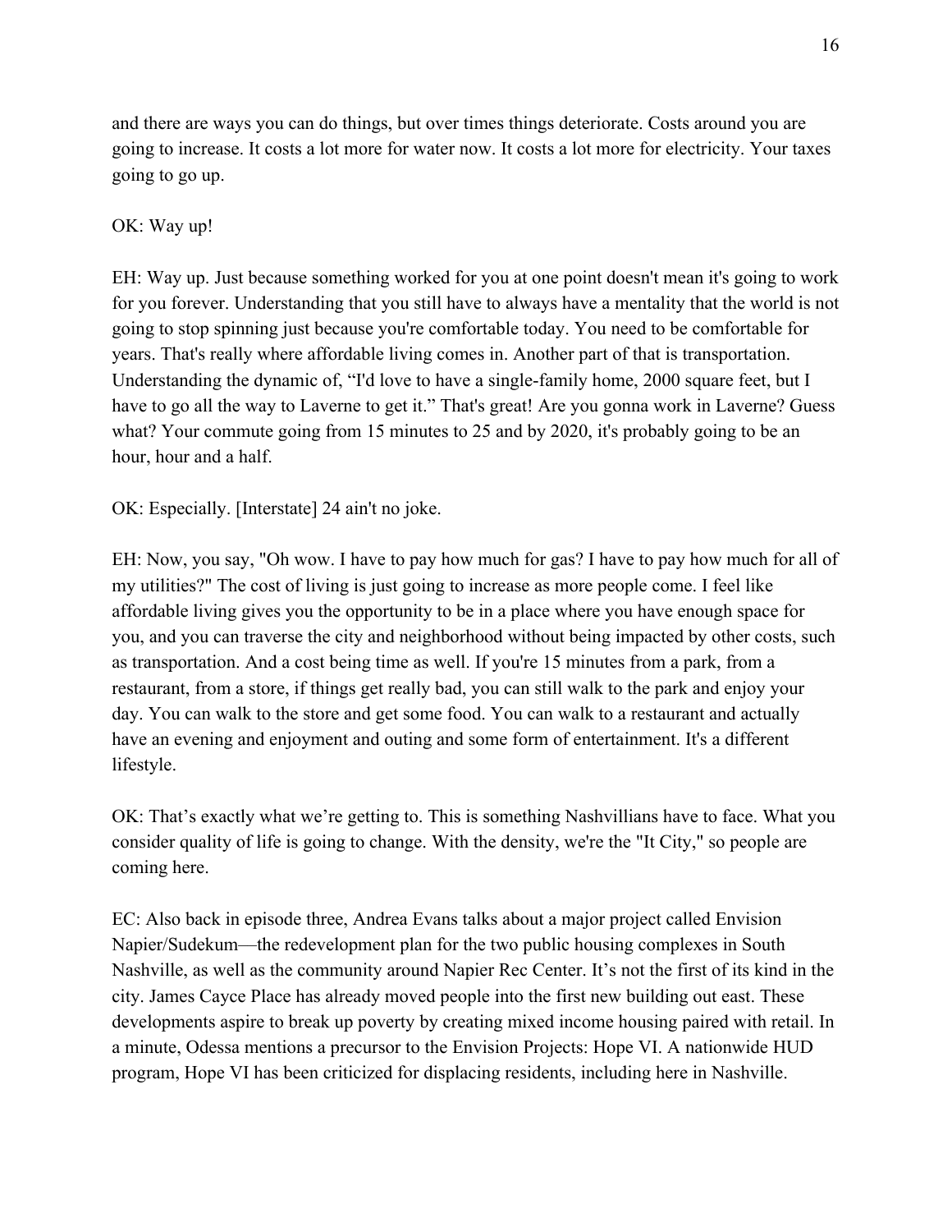and there are ways you can do things, but over times things deteriorate. Costs around you are going to increase. It costs a lot more for water now. It costs a lot more for electricity. Your taxes going to go up.

OK: Way up!

EH: Way up. Just because something worked for you at one point doesn't mean it's going to work for you forever. Understanding that you still have to always have a mentality that the world is not going to stop spinning just because you're comfortable today. You need to be comfortable for years. That's really where affordable living comes in. Another part of that is transportation. Understanding the dynamic of, "I'd love to have a single-family home, 2000 square feet, but I have to go all the way to Laverne to get it." That's great! Are you gonna work in Laverne? Guess what? Your commute going from 15 minutes to 25 and by 2020, it's probably going to be an hour, hour and a half.

OK: Especially. [Interstate] 24 ain't no joke.

EH: Now, you say, "Oh wow. I have to pay how much for gas? I have to pay how much for all of my utilities?" The cost of living is just going to increase as more people come. I feel like affordable living gives you the opportunity to be in a place where you have enough space for you, and you can traverse the city and neighborhood without being impacted by other costs, such as transportation. And a cost being time as well. If you're 15 minutes from a park, from a restaurant, from a store, if things get really bad, you can still walk to the park and enjoy your day. You can walk to the store and get some food. You can walk to a restaurant and actually have an evening and enjoyment and outing and some form of entertainment. It's a different lifestyle.

OK: That's exactly what we're getting to. This is something Nashvillians have to face. What you consider quality of life is going to change. With the density, we're the "It City," so people are coming here.

EC: Also back in episode three, Andrea Evans talks about a major project called Envision Napier/Sudekum—the redevelopment plan for the two public housing complexes in South Nashville, as well as the community around Napier Rec Center. It's not the first of its kind in the city. James Cayce Place has already moved people into the first new building out east. These developments aspire to break up poverty by creating mixed income housing paired with retail. In a minute, Odessa mentions a precursor to the Envision Projects: Hope VI. A nationwide HUD program, Hope VI has been criticized for displacing residents, including here in Nashville.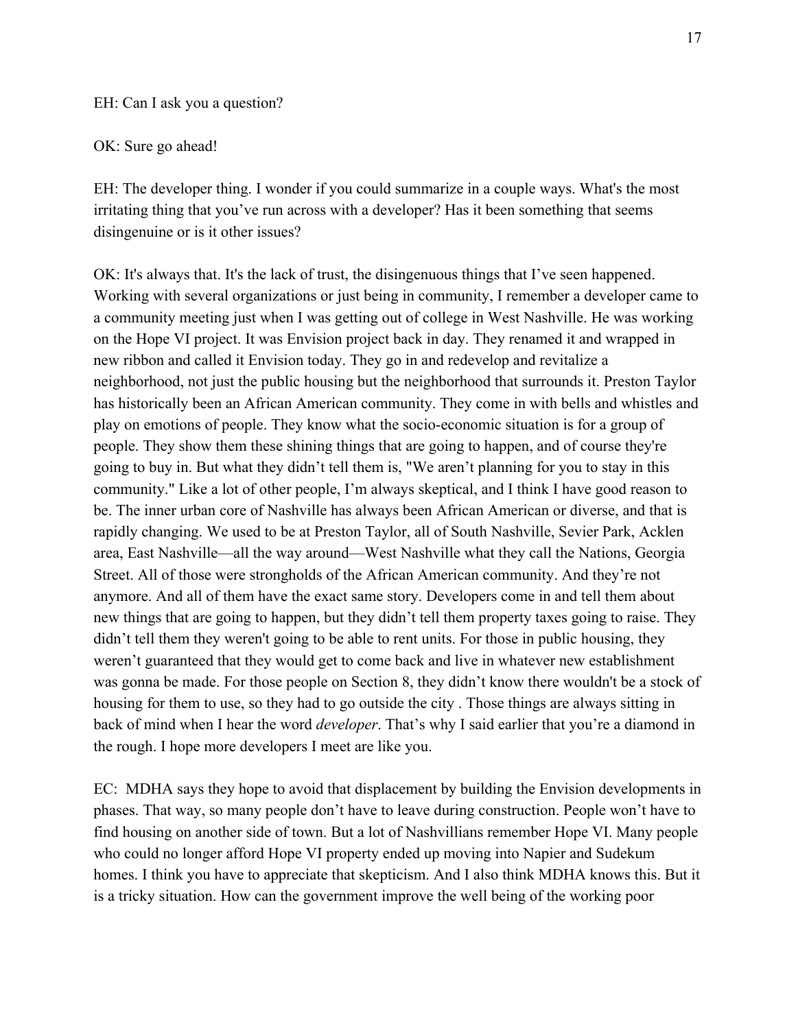EH: Can I ask you a question?

OK: Sure go ahead!

EH: The developer thing. I wonder if you could summarize in a couple ways. What's the most irritating thing that you've run across with a developer? Has it been something that seems disingenuine or is it other issues?

OK: It's always that. It's the lack of trust, the disingenuous things that I've seen happened. Working with several organizations or just being in community, I remember a developer came to a community meeting just when I was getting out of college in West Nashville. He was working on the Hope VI project. It was Envision project back in day. They renamed it and wrapped in new ribbon and called it Envision today. They go in and redevelop and revitalize a neighborhood, not just the public housing but the neighborhood that surrounds it. Preston Taylor has historically been an African American community. They come in with bells and whistles and play on emotions of people. They know what the socio-economic situation is for a group of people. They show them these shining things that are going to happen, and of course they're going to buy in. But what they didn't tell them is, "We aren't planning for you to stay in this community." Like a lot of other people, I'm always skeptical, and I think I have good reason to be. The inner urban core of Nashville has always been African American or diverse, and that is rapidly changing. We used to be at Preston Taylor, all of South Nashville, Sevier Park, Acklen area, East Nashville—all the way around—West Nashville what they call the Nations, Georgia Street. All of those were strongholds of the African American community. And they're not anymore. And all of them have the exact same story. Developers come in and tell them about new things that are going to happen, but they didn't tell them property taxes going to raise. They didn't tell them they weren't going to be able to rent units. For those in public housing, they weren't guaranteed that they would get to come back and live in whatever new establishment was gonna be made. For those people on Section 8, they didn't know there wouldn't be a stock of housing for them to use, so they had to go outside the city . Those things are always sitting in back of mind when I hear the word *developer*. That's why I said earlier that you're a diamond in the rough. I hope more developers I meet are like you.

EC: MDHA says they hope to avoid that displacement by building the Envision developments in phases. That way, so many people don't have to leave during construction. People won't have to find housing on another side of town. But a lot of Nashvillians remember Hope VI. Many people who could no longer afford Hope VI property ended up moving into Napier and Sudekum homes. I think you have to appreciate that skepticism. And I also think MDHA knows this. But it is a tricky situation. How can the government improve the well being of the working poor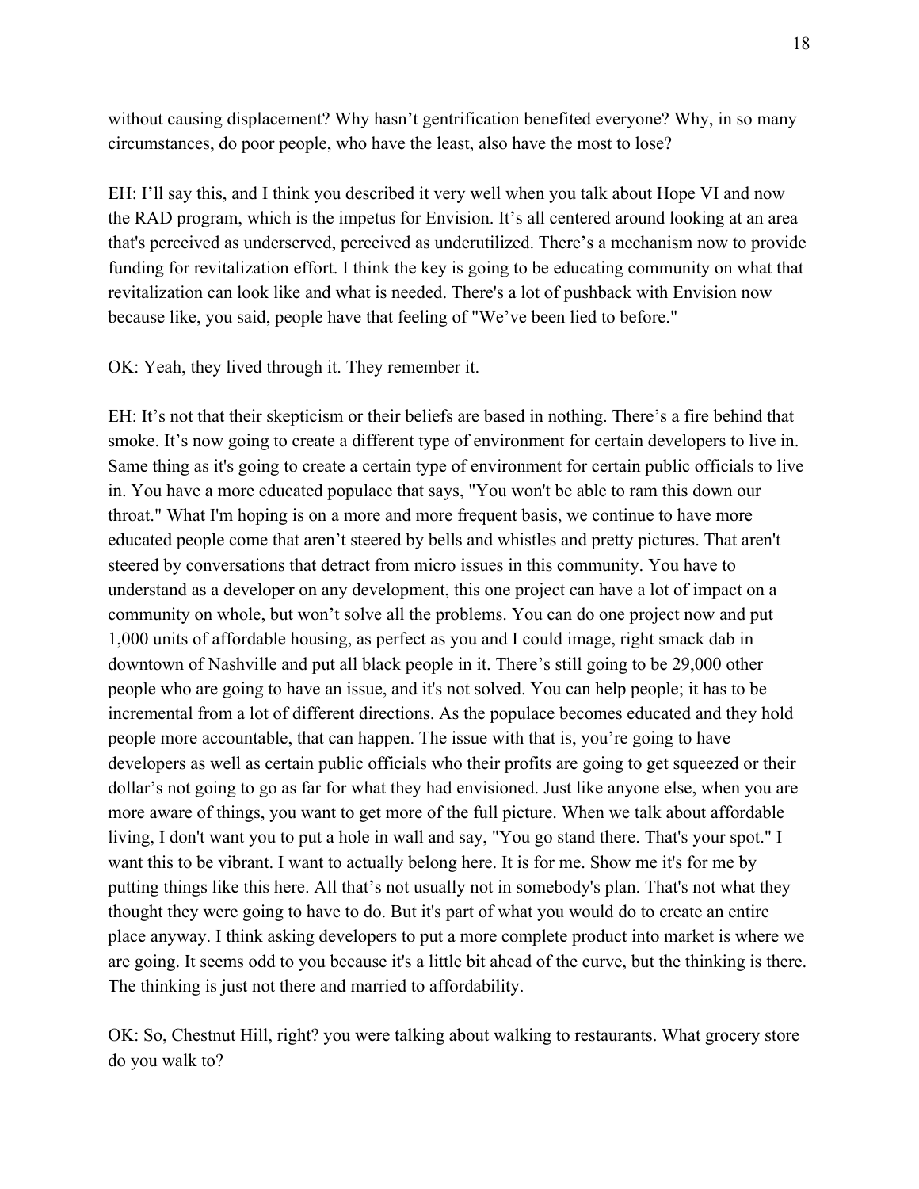without causing displacement? Why hasn't gentrification benefited everyone? Why, in so many circumstances, do poor people, who have the least, also have the most to lose?

EH: I'll say this, and I think you described it very well when you talk about Hope VI and now the RAD program, which is the impetus for Envision. It's all centered around looking at an area that's perceived as underserved, perceived as underutilized. There's a mechanism now to provide funding for revitalization effort. I think the key is going to be educating community on what that revitalization can look like and what is needed. There's a lot of pushback with Envision now because like, you said, people have that feeling of "We've been lied to before."

OK: Yeah, they lived through it. They remember it.

EH: It's not that their skepticism or their beliefs are based in nothing. There's a fire behind that smoke. It's now going to create a different type of environment for certain developers to live in. Same thing as it's going to create a certain type of environment for certain public officials to live in. You have a more educated populace that says, "You won't be able to ram this down our throat." What I'm hoping is on a more and more frequent basis, we continue to have more educated people come that aren't steered by bells and whistles and pretty pictures. That aren't steered by conversations that detract from micro issues in this community. You have to understand as a developer on any development, this one project can have a lot of impact on a community on whole, but won't solve all the problems. You can do one project now and put 1,000 units of affordable housing, as perfect as you and I could image, right smack dab in downtown of Nashville and put all black people in it. There's still going to be 29,000 other people who are going to have an issue, and it's not solved. You can help people; it has to be incremental from a lot of different directions. As the populace becomes educated and they hold people more accountable, that can happen. The issue with that is, you're going to have developers as well as certain public officials who their profits are going to get squeezed or their dollar's not going to go as far for what they had envisioned. Just like anyone else, when you are more aware of things, you want to get more of the full picture. When we talk about affordable living, I don't want you to put a hole in wall and say, "You go stand there. That's your spot." I want this to be vibrant. I want to actually belong here. It is for me. Show me it's for me by putting things like this here. All that's not usually not in somebody's plan. That's not what they thought they were going to have to do. But it's part of what you would do to create an entire place anyway. I think asking developers to put a more complete product into market is where we are going. It seems odd to you because it's a little bit ahead of the curve, but the thinking is there. The thinking is just not there and married to affordability.

OK: So, Chestnut Hill, right? you were talking about walking to restaurants. What grocery store do you walk to?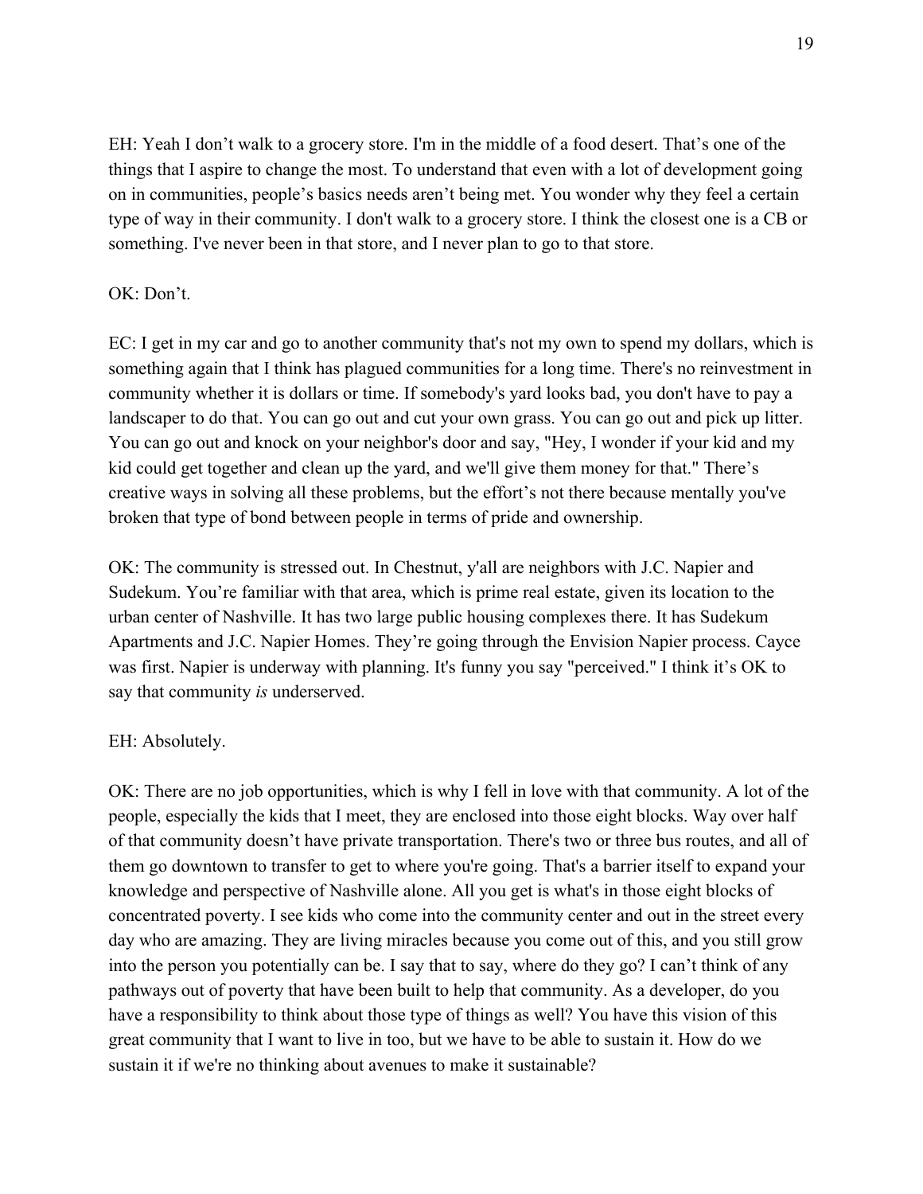EH: Yeah I don't walk to a grocery store. I'm in the middle of a food desert. That's one of the things that I aspire to change the most. To understand that even with a lot of development going on in communities, people's basics needs aren't being met. You wonder why they feel a certain type of way in their community. I don't walk to a grocery store. I think the closest one is a CB or something. I've never been in that store, and I never plan to go to that store.

OK: Don't.

EC: I get in my car and go to another community that's not my own to spend my dollars, which is something again that I think has plagued communities for a long time. There's no reinvestment in community whether it is dollars or time. If somebody's yard looks bad, you don't have to pay a landscaper to do that. You can go out and cut your own grass. You can go out and pick up litter. You can go out and knock on your neighbor's door and say, "Hey, I wonder if your kid and my kid could get together and clean up the yard, and we'll give them money for that." There's creative ways in solving all these problems, but the effort's not there because mentally you've broken that type of bond between people in terms of pride and ownership.

OK: The community is stressed out. In Chestnut, y'all are neighbors with J.C. Napier and Sudekum. You're familiar with that area, which is prime real estate, given its location to the urban center of Nashville. It has two large public housing complexes there. It has Sudekum Apartments and J.C. Napier Homes. They're going through the Envision Napier process. Cayce was first. Napier is underway with planning. It's funny you say "perceived." I think it's OK to say that community *is* underserved.

EH: Absolutely.

OK: There are no job opportunities, which is why I fell in love with that community. A lot of the people, especially the kids that I meet, they are enclosed into those eight blocks. Way over half of that community doesn't have private transportation. There's two or three bus routes, and all of them go downtown to transfer to get to where you're going. That's a barrier itself to expand your knowledge and perspective of Nashville alone. All you get is what's in those eight blocks of concentrated poverty. I see kids who come into the community center and out in the street every day who are amazing. They are living miracles because you come out of this, and you still grow into the person you potentially can be. I say that to say, where do they go? I can't think of any pathways out of poverty that have been built to help that community. As a developer, do you have a responsibility to think about those type of things as well? You have this vision of this great community that I want to live in too, but we have to be able to sustain it. How do we sustain it if we're no thinking about avenues to make it sustainable?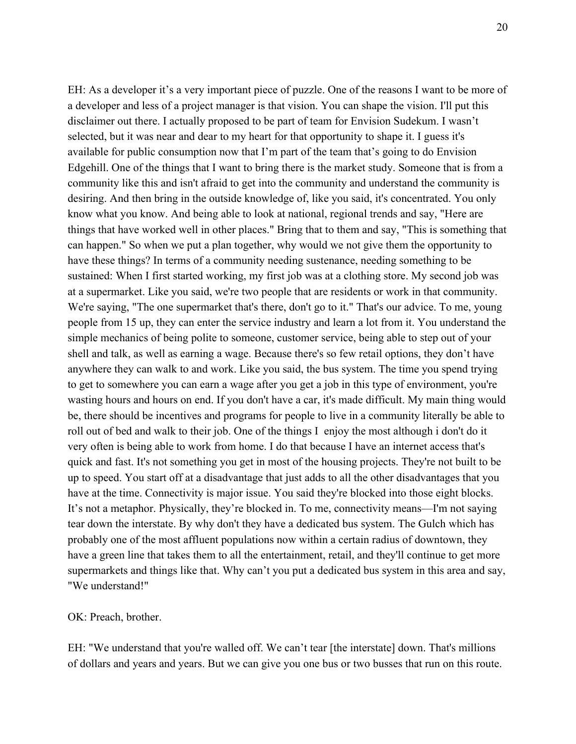EH: As a developer it's a very important piece of puzzle. One of the reasons I want to be more of a developer and less of a project manager is that vision. You can shape the vision. I'll put this disclaimer out there. I actually proposed to be part of team for Envision Sudekum. I wasn't selected, but it was near and dear to my heart for that opportunity to shape it. I guess it's available for public consumption now that I'm part of the team that's going to do Envision Edgehill. One of the things that I want to bring there is the market study. Someone that is from a community like this and isn't afraid to get into the community and understand the community is desiring. And then bring in the outside knowledge of, like you said, it's concentrated. You only know what you know. And being able to look at national, regional trends and say, "Here are things that have worked well in other places." Bring that to them and say, "This is something that can happen." So when we put a plan together, why would we not give them the opportunity to have these things? In terms of a community needing sustenance, needing something to be sustained: When I first started working, my first job was at a clothing store. My second job was at a supermarket. Like you said, we're two people that are residents or work in that community. We're saying, "The one supermarket that's there, don't go to it." That's our advice. To me, young people from 15 up, they can enter the service industry and learn a lot from it. You understand the simple mechanics of being polite to someone, customer service, being able to step out of your shell and talk, as well as earning a wage. Because there's so few retail options, they don't have anywhere they can walk to and work. Like you said, the bus system. The time you spend trying to get to somewhere you can earn a wage after you get a job in this type of environment, you're wasting hours and hours on end. If you don't have a car, it's made difficult. My main thing would be, there should be incentives and programs for people to live in a community literally be able to roll out of bed and walk to their job. One of the things I enjoy the most although i don't do it very often is being able to work from home. I do that because I have an internet access that's quick and fast. It's not something you get in most of the housing projects. They're not built to be up to speed. You start off at a disadvantage that just adds to all the other disadvantages that you have at the time. Connectivity is major issue. You said they're blocked into those eight blocks. It's not a metaphor. Physically, they're blocked in. To me, connectivity means—I'm not saying tear down the interstate. By why don't they have a dedicated bus system. The Gulch which has probably one of the most affluent populations now within a certain radius of downtown, they have a green line that takes them to all the entertainment, retail, and they'll continue to get more supermarkets and things like that. Why can't you put a dedicated bus system in this area and say, "We understand!"

OK: Preach, brother.

EH: "We understand that you're walled off. We can't tear [the interstate] down. That's millions of dollars and years and years. But we can give you one bus or two busses that run on this route.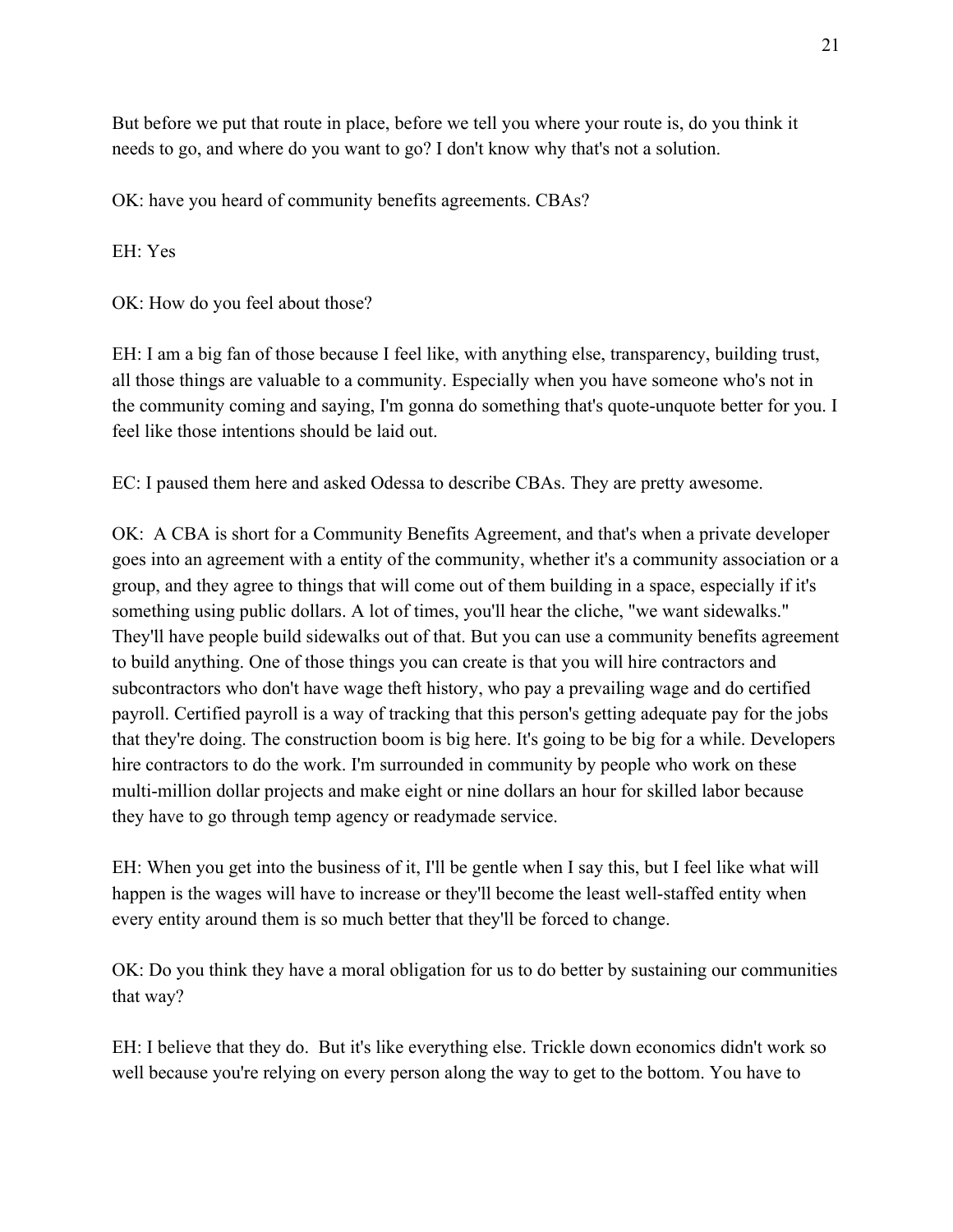But before we put that route in place, before we tell you where your route is, do you think it needs to go, and where do you want to go? I don't know why that's not a solution.

OK: have you heard of community benefits agreements. CBAs?

EH: Yes

OK: How do you feel about those?

EH: I am a big fan of those because I feel like, with anything else, transparency, building trust, all those things are valuable to a community. Especially when you have someone who's not in the community coming and saying, I'm gonna do something that's quote-unquote better for you. I feel like those intentions should be laid out.

EC: I paused them here and asked Odessa to describe CBAs. They are pretty awesome.

OK: A CBA is short for a Community Benefits Agreement, and that's when a private developer goes into an agreement with a entity of the community, whether it's a community association or a group, and they agree to things that will come out of them building in a space, especially if it's something using public dollars. A lot of times, you'll hear the cliche, "we want sidewalks." They'll have people build sidewalks out of that. But you can use a community benefits agreement to build anything. One of those things you can create is that you will hire contractors and subcontractors who don't have wage theft history, who pay a prevailing wage and do certified payroll. Certified payroll is a way of tracking that this person's getting adequate pay for the jobs that they're doing. The construction boom is big here. It's going to be big for a while. Developers hire contractors to do the work. I'm surrounded in community by people who work on these multi-million dollar projects and make eight or nine dollars an hour for skilled labor because they have to go through temp agency or readymade service.

EH: When you get into the business of it, I'll be gentle when I say this, but I feel like what will happen is the wages will have to increase or they'll become the least well-staffed entity when every entity around them is so much better that they'll be forced to change.

OK: Do you think they have a moral obligation for us to do better by sustaining our communities that way?

EH: I believe that they do. But it's like everything else. Trickle down economics didn't work so well because you're relying on every person along the way to get to the bottom. You have to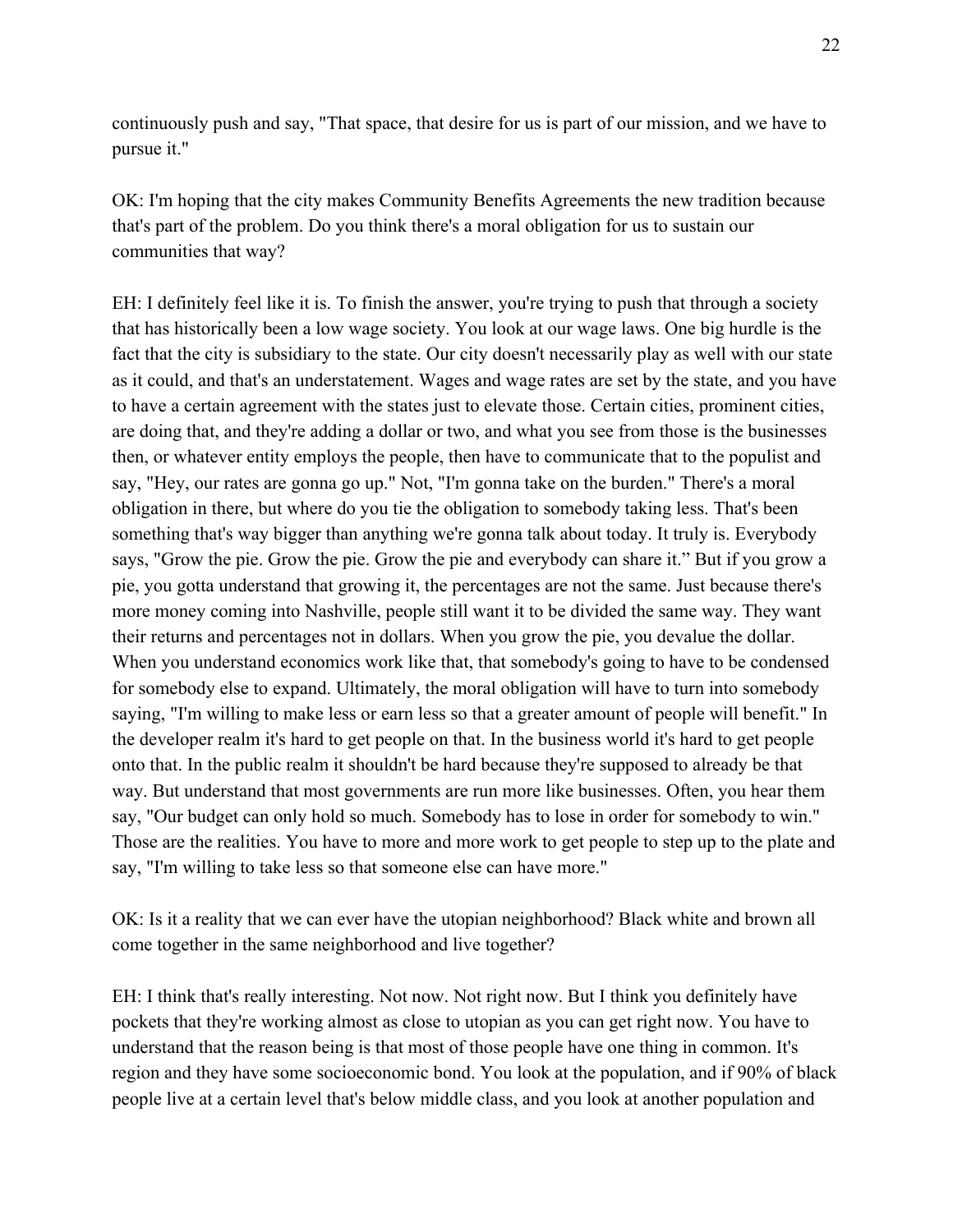continuously push and say, "That space, that desire for us is part of our mission, and we have to pursue it."

OK: I'm hoping that the city makes Community Benefits Agreements the new tradition because that's part of the problem. Do you think there's a moral obligation for us to sustain our communities that way?

EH: I definitely feel like it is. To finish the answer, you're trying to push that through a society that has historically been a low wage society. You look at our wage laws. One big hurdle is the fact that the city is subsidiary to the state. Our city doesn't necessarily play as well with our state as it could, and that's an understatement. Wages and wage rates are set by the state, and you have to have a certain agreement with the states just to elevate those. Certain cities, prominent cities, are doing that, and they're adding a dollar or two, and what you see from those is the businesses then, or whatever entity employs the people, then have to communicate that to the populist and say, "Hey, our rates are gonna go up." Not, "I'm gonna take on the burden." There's a moral obligation in there, but where do you tie the obligation to somebody taking less. That's been something that's way bigger than anything we're gonna talk about today. It truly is. Everybody says, "Grow the pie. Grow the pie. Grow the pie and everybody can share it." But if you grow a pie, you gotta understand that growing it, the percentages are not the same. Just because there's more money coming into Nashville, people still want it to be divided the same way. They want their returns and percentages not in dollars. When you grow the pie, you devalue the dollar. When you understand economics work like that, that somebody's going to have to be condensed for somebody else to expand. Ultimately, the moral obligation will have to turn into somebody saying, "I'm willing to make less or earn less so that a greater amount of people will benefit." In the developer realm it's hard to get people on that. In the business world it's hard to get people onto that. In the public realm it shouldn't be hard because they're supposed to already be that way. But understand that most governments are run more like businesses. Often, you hear them say, "Our budget can only hold so much. Somebody has to lose in order for somebody to win." Those are the realities. You have to more and more work to get people to step up to the plate and say, "I'm willing to take less so that someone else can have more."

OK: Is it a reality that we can ever have the utopian neighborhood? Black white and brown all come together in the same neighborhood and live together?

EH: I think that's really interesting. Not now. Not right now. But I think you definitely have pockets that they're working almost as close to utopian as you can get right now. You have to understand that the reason being is that most of those people have one thing in common. It's region and they have some socioeconomic bond. You look at the population, and if 90% of black people live at a certain level that's below middle class, and you look at another population and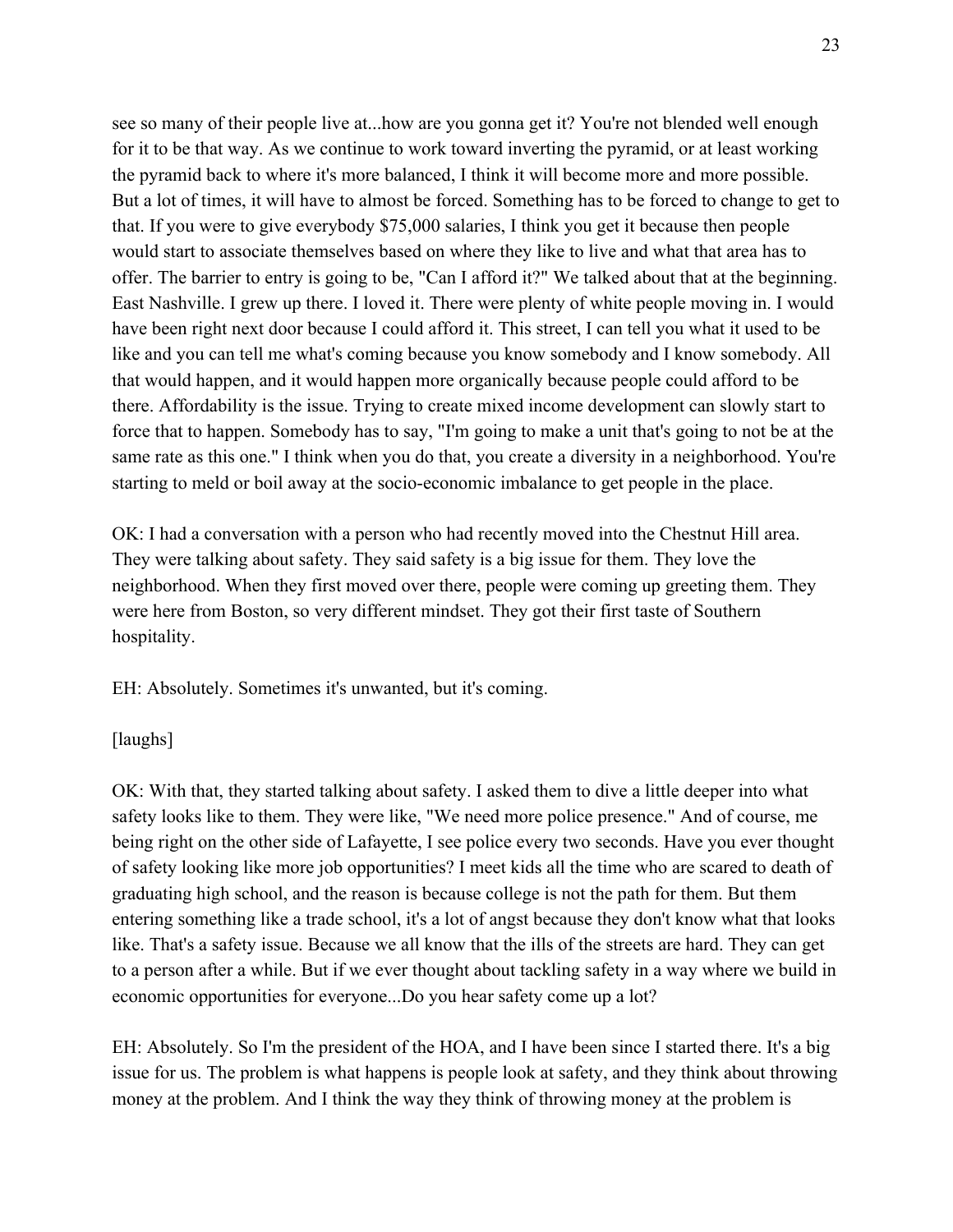see so many of their people live at...how are you gonna get it? You're not blended well enough for it to be that way. As we continue to work toward inverting the pyramid, or at least working the pyramid back to where it's more balanced, I think it will become more and more possible. But a lot of times, it will have to almost be forced. Something has to be forced to change to get to that. If you were to give everybody $75,000 salaries, I think you get it because then people would start to associate themselves based on where they like to live and what that area has to offer. The barrier to entry is going to be, "Can I afford it?" We talked about that at the beginning. East Nashville. I grew up there. I loved it. There were plenty of white people moving in. I would have been right next door because I could afford it. This street, I can tell you what it used to be like and you can tell me what's coming because you know somebody and I know somebody. All that would happen, and it would happen more organically because people could afford to be there. Affordability is the issue. Trying to create mixed income development can slowly start to force that to happen. Somebody has to say, "I'm going to make a unit that's going to not be at the same rate as this one." I think when you do that, you create a diversity in a neighborhood. You're starting to meld or boil away at the socio-economic imbalance to get people in the place.

OK: I had a conversation with a person who had recently moved into the Chestnut Hill area. They were talking about safety. They said safety is a big issue for them. They love the neighborhood. When they first moved over there, people were coming up greeting them. They were here from Boston, so very different mindset. They got their first taste of Southern hospitality.

EH: Absolutely. Sometimes it's unwanted, but it's coming.

[laughs]

OK: With that, they started talking about safety. I asked them to dive a little deeper into what safety looks like to them. They were like, "We need more police presence." And of course, me being right on the other side of Lafayette, I see police every two seconds. Have you ever thought of safety looking like more job opportunities? I meet kids all the time who are scared to death of graduating high school, and the reason is because college is not the path for them. But them entering something like a trade school, it's a lot of angst because they don't know what that looks like. That's a safety issue. Because we all know that the ills of the streets are hard. They can get to a person after a while. But if we ever thought about tackling safety in a way where we build in economic opportunities for everyone...Do you hear safety come up a lot?

EH: Absolutely. So I'm the president of the HOA, and I have been since I started there. It's a big issue for us. The problem is what happens is people look at safety, and they think about throwing money at the problem. And I think the way they think of throwing money at the problem is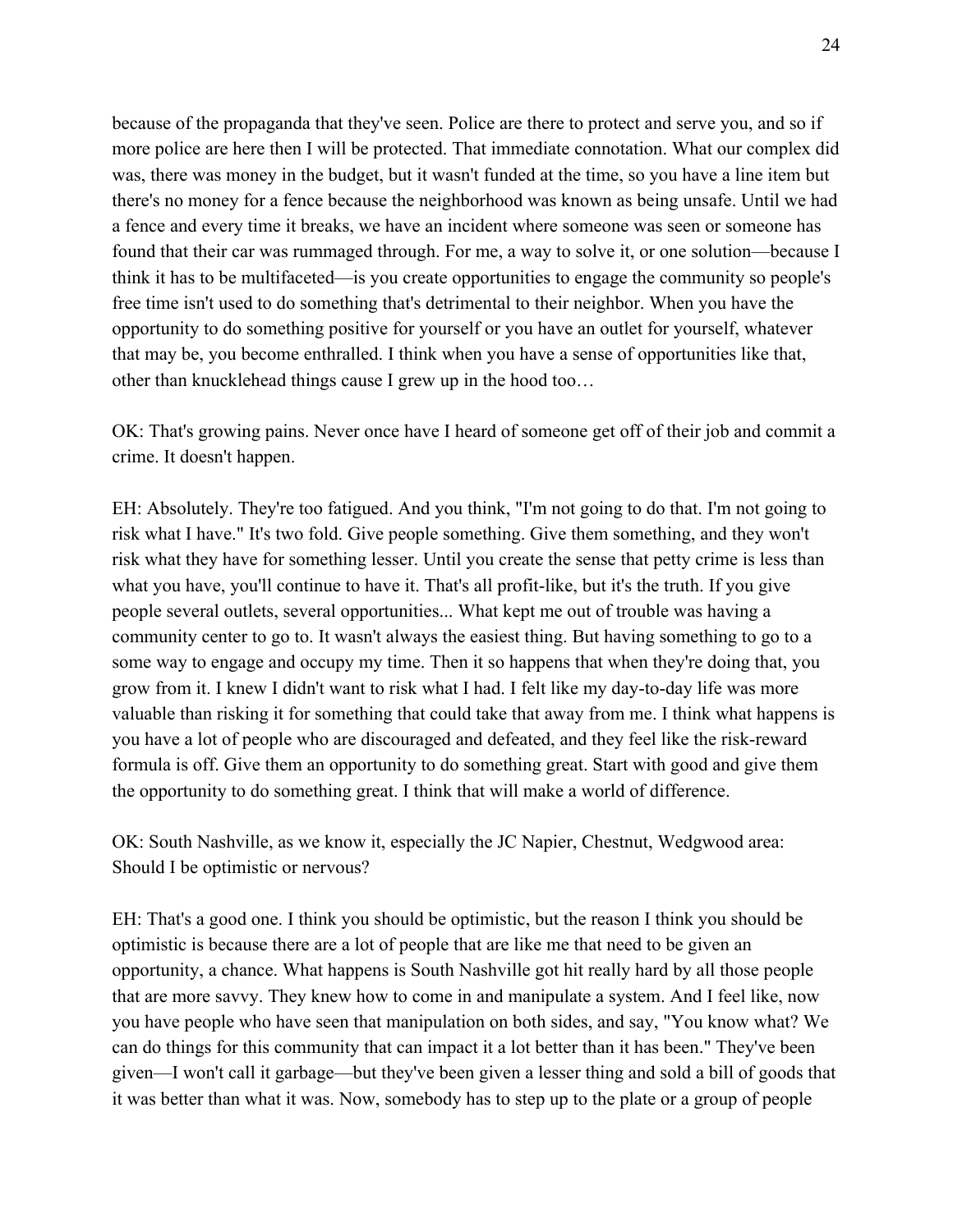because of the propaganda that they've seen. Police are there to protect and serve you, and so if more police are here then I will be protected. That immediate connotation. What our complex did was, there was money in the budget, but it wasn't funded at the time, so you have a line item but there's no money for a fence because the neighborhood was known as being unsafe. Until we had a fence and every time it breaks, we have an incident where someone was seen or someone has found that their car was rummaged through. For me, a way to solve it, or one solution—because I think it has to be multifaceted—is you create opportunities to engage the community so people's free time isn't used to do something that's detrimental to their neighbor. When you have the opportunity to do something positive for yourself or you have an outlet for yourself, whatever that may be, you become enthralled. I think when you have a sense of opportunities like that, other than knucklehead things cause I grew up in the hood too…

OK: That's growing pains. Never once have I heard of someone get off of their job and commit a crime. It doesn't happen.

EH: Absolutely. They're too fatigued. And you think, "I'm not going to do that. I'm not going to risk what I have." It's two fold. Give people something. Give them something, and they won't risk what they have for something lesser. Until you create the sense that petty crime is less than what you have, you'll continue to have it. That's all profit-like, but it's the truth. If you give people several outlets, several opportunities... What kept me out of trouble was having a community center to go to. It wasn't always the easiest thing. But having something to go to a some way to engage and occupy my time. Then it so happens that when they're doing that, you grow from it. I knew I didn't want to risk what I had. I felt like my day-to-day life was more valuable than risking it for something that could take that away from me. I think what happens is you have a lot of people who are discouraged and defeated, and they feel like the risk-reward formula is off. Give them an opportunity to do something great. Start with good and give them the opportunity to do something great. I think that will make a world of difference.

OK: South Nashville, as we know it, especially the JC Napier, Chestnut, Wedgwood area: Should I be optimistic or nervous?

EH: That's a good one. I think you should be optimistic, but the reason I think you should be optimistic is because there are a lot of people that are like me that need to be given an opportunity, a chance. What happens is South Nashville got hit really hard by all those people that are more savvy. They knew how to come in and manipulate a system. And I feel like, now you have people who have seen that manipulation on both sides, and say, "You know what? We can do things for this community that can impact it a lot better than it has been." They've been given—I won't call it garbage—but they've been given a lesser thing and sold a bill of goods that it was better than what it was. Now, somebody has to step up to the plate or a group of people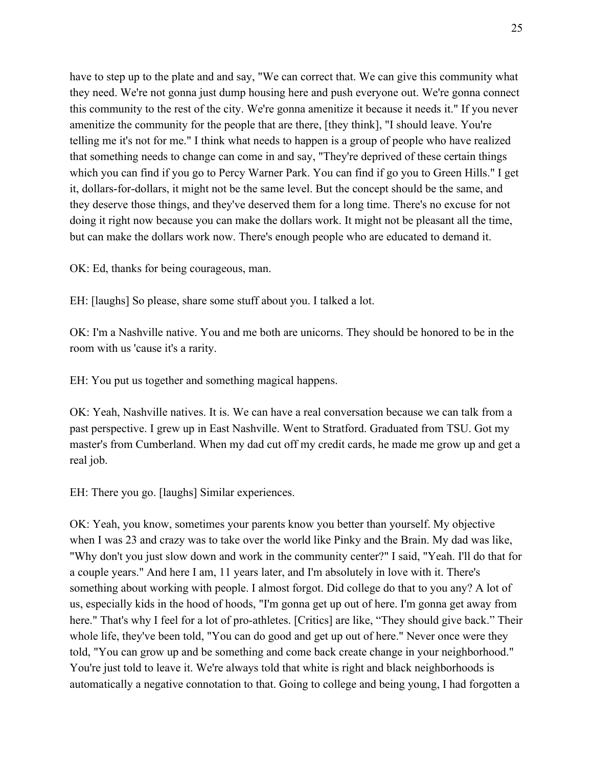have to step up to the plate and and say, "We can correct that. We can give this community what they need. We're not gonna just dump housing here and push everyone out. We're gonna connect this community to the rest of the city. We're gonna amenitize it because it needs it." If you never amenitize the community for the people that are there, [they think], "I should leave. You're telling me it's not for me." I think what needs to happen is a group of people who have realized that something needs to change can come in and say, "They're deprived of these certain things which you can find if you go to Percy Warner Park. You can find if go you to Green Hills." I get it, dollars-for-dollars, it might not be the same level. But the concept should be the same, and they deserve those things, and they've deserved them for a long time. There's no excuse for not doing it right now because you can make the dollars work. It might not be pleasant all the time, but can make the dollars work now. There's enough people who are educated to demand it.

OK: Ed, thanks for being courageous, man.

EH: [laughs] So please, share some stuff about you. I talked a lot.

OK: I'm a Nashville native. You and me both are unicorns. They should be honored to be in the room with us 'cause it's a rarity.

EH: You put us together and something magical happens.

OK: Yeah, Nashville natives. It is. We can have a real conversation because we can talk from a past perspective. I grew up in East Nashville. Went to Stratford. Graduated from TSU. Got my master's from Cumberland. When my dad cut off my credit cards, he made me grow up and get a real job.

EH: There you go. [laughs] Similar experiences.

OK: Yeah, you know, sometimes your parents know you better than yourself. My objective when I was 23 and crazy was to take over the world like Pinky and the Brain. My dad was like, "Why don't you just slow down and work in the community center?" I said, "Yeah. I'll do that for a couple years." And here I am, 11 years later, and I'm absolutely in love with it. There's something about working with people. I almost forgot. Did college do that to you any? A lot of us, especially kids in the hood of hoods, "I'm gonna get up out of here. I'm gonna get away from here." That's why I feel for a lot of pro-athletes. [Critics] are like, "They should give back." Their whole life, they've been told, "You can do good and get up out of here." Never once were they told, "You can grow up and be something and come back create change in your neighborhood." You're just told to leave it. We're always told that white is right and black neighborhoods is automatically a negative connotation to that. Going to college and being young, I had forgotten a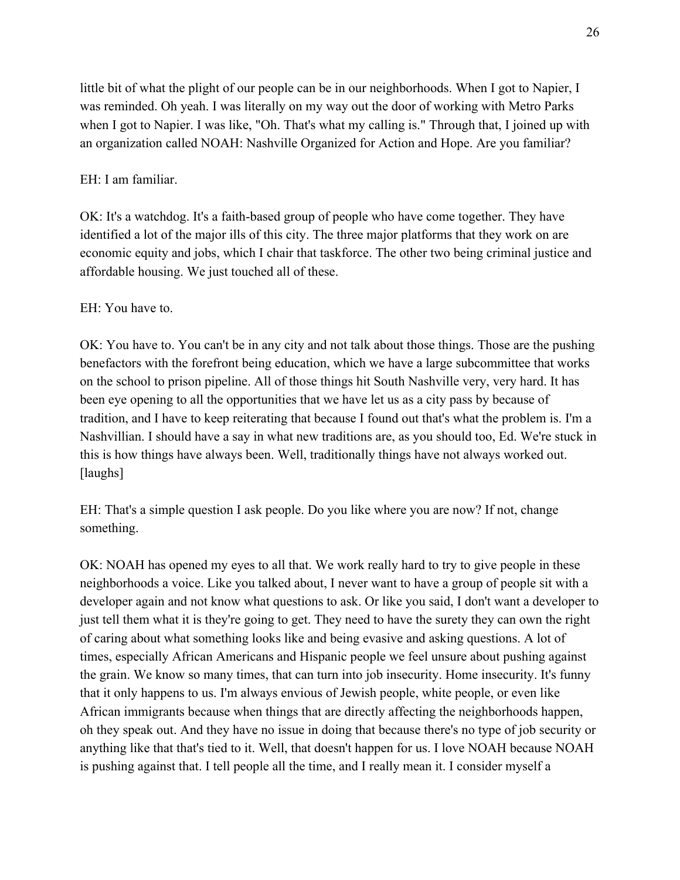little bit of what the plight of our people can be in our neighborhoods. When I got to Napier, I was reminded. Oh yeah. I was literally on my way out the door of working with Metro Parks when I got to Napier. I was like, "Oh. That's what my calling is." Through that, I joined up with an organization called NOAH: Nashville Organized for Action and Hope. Are you familiar?

EH: I am familiar.

OK: It's a watchdog. It's a faith-based group of people who have come together. They have identified a lot of the major ills of this city. The three major platforms that they work on are economic equity and jobs, which I chair that taskforce. The other two being criminal justice and affordable housing. We just touched all of these.

EH: You have to.

OK: You have to. You can't be in any city and not talk about those things. Those are the pushing benefactors with the forefront being education, which we have a large subcommittee that works on the school to prison pipeline. All of those things hit South Nashville very, very hard. It has been eye opening to all the opportunities that we have let us as a city pass by because of tradition, and I have to keep reiterating that because I found out that's what the problem is. I'm a Nashvillian. I should have a say in what new traditions are, as you should too, Ed. We're stuck in this is how things have always been. Well, traditionally things have not always worked out. [laughs]

EH: That's a simple question I ask people. Do you like where you are now? If not, change something.

OK: NOAH has opened my eyes to all that. We work really hard to try to give people in these neighborhoods a voice. Like you talked about, I never want to have a group of people sit with a developer again and not know what questions to ask. Or like you said, I don't want a developer to just tell them what it is they're going to get. They need to have the surety they can own the right of caring about what something looks like and being evasive and asking questions. A lot of times, especially African Americans and Hispanic people we feel unsure about pushing against the grain. We know so many times, that can turn into job insecurity. Home insecurity. It's funny that it only happens to us. I'm always envious of Jewish people, white people, or even like African immigrants because when things that are directly affecting the neighborhoods happen, oh they speak out. And they have no issue in doing that because there's no type of job security or anything like that that's tied to it. Well, that doesn't happen for us. I love NOAH because NOAH is pushing against that. I tell people all the time, and I really mean it. I consider myself a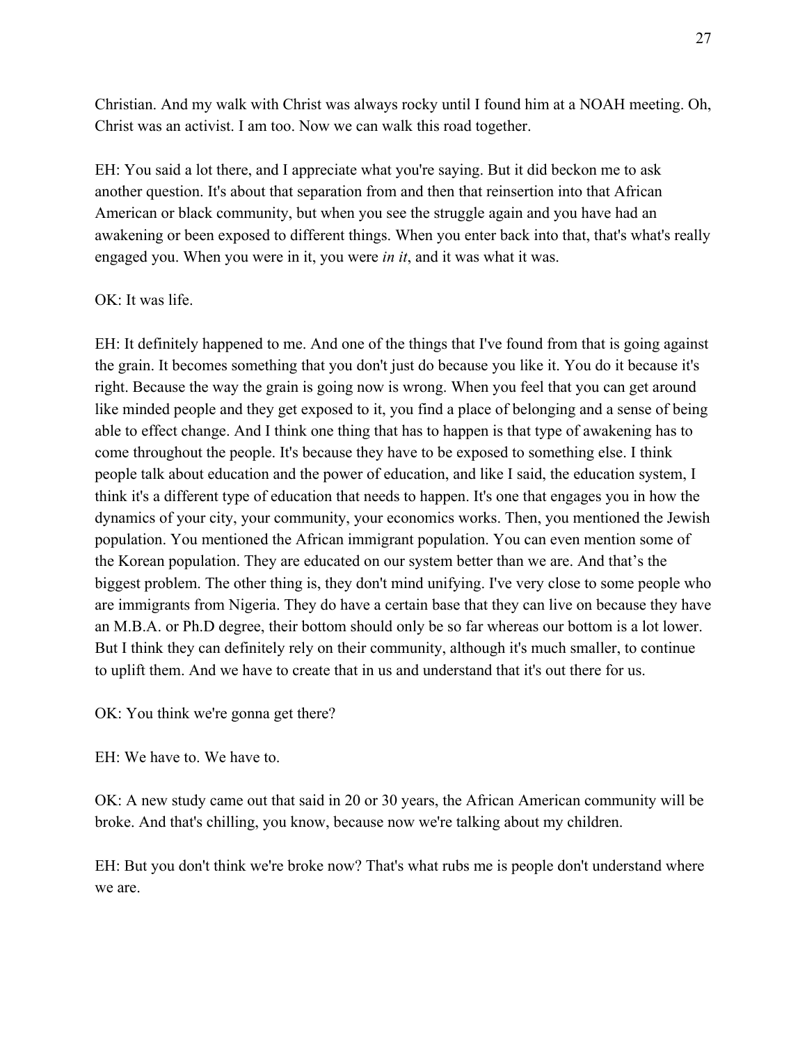Christian. And my walk with Christ was always rocky until I found him at a NOAH meeting. Oh, Christ was an activist. I am too. Now we can walk this road together.

EH: You said a lot there, and I appreciate what you're saying. But it did beckon me to ask another question. It's about that separation from and then that reinsertion into that African American or black community, but when you see the struggle again and you have had an awakening or been exposed to different things. When you enter back into that, that's what's really engaged you. When you were in it, you were *in it*, and it was what it was.

OK: It was life.

EH: It definitely happened to me. And one of the things that I've found from that is going against the grain. It becomes something that you don't just do because you like it. You do it because it's right. Because the way the grain is going now is wrong. When you feel that you can get around like minded people and they get exposed to it, you find a place of belonging and a sense of being able to effect change. And I think one thing that has to happen is that type of awakening has to come throughout the people. It's because they have to be exposed to something else. I think people talk about education and the power of education, and like I said, the education system, I think it's a different type of education that needs to happen. It's one that engages you in how the dynamics of your city, your community, your economics works. Then, you mentioned the Jewish population. You mentioned the African immigrant population. You can even mention some of the Korean population. They are educated on our system better than we are. And that's the biggest problem. The other thing is, they don't mind unifying. I've very close to some people who are immigrants from Nigeria. They do have a certain base that they can live on because they have an M.B.A. or Ph.D degree, their bottom should only be so far whereas our bottom is a lot lower. But I think they can definitely rely on their community, although it's much smaller, to continue to uplift them. And we have to create that in us and understand that it's out there for us.

OK: You think we're gonna get there?

EH: We have to. We have to.

OK: A new study came out that said in 20 or 30 years, the African American community will be broke. And that's chilling, you know, because now we're talking about my children.

EH: But you don't think we're broke now? That's what rubs me is people don't understand where we are.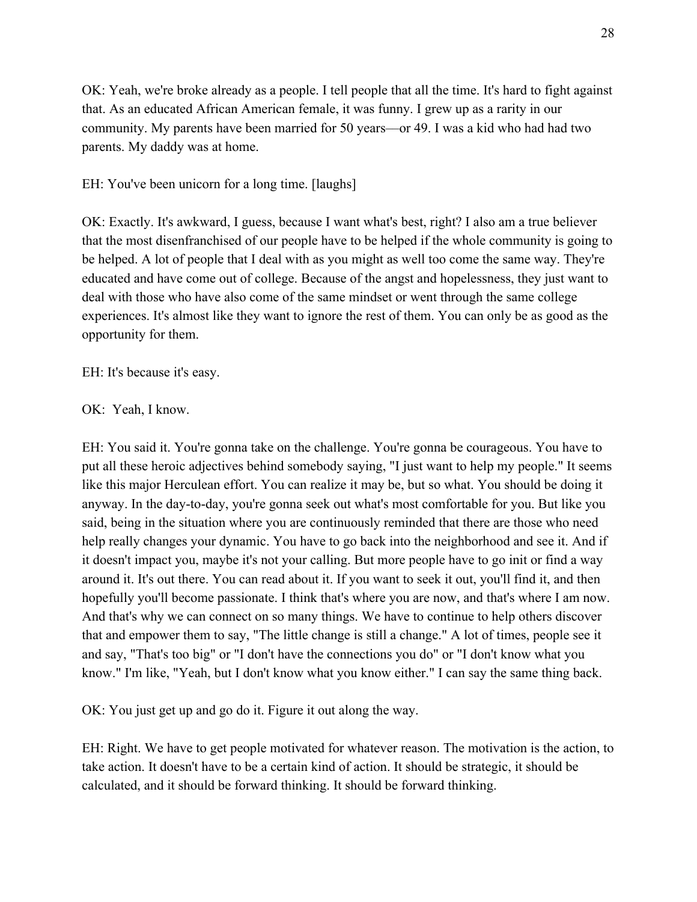OK: Yeah, we're broke already as a people. I tell people that all the time. It's hard to fight against that. As an educated African American female, it was funny. I grew up as a rarity in our community. My parents have been married for 50 years—or 49. I was a kid who had had two parents. My daddy was at home.

EH: You've been unicorn for a long time. [laughs]

OK: Exactly. It's awkward, I guess, because I want what's best, right? I also am a true believer that the most disenfranchised of our people have to be helped if the whole community is going to be helped. A lot of people that I deal with as you might as well too come the same way. They're educated and have come out of college. Because of the angst and hopelessness, they just want to deal with those who have also come of the same mindset or went through the same college experiences. It's almost like they want to ignore the rest of them. You can only be as good as the opportunity for them.

EH: It's because it's easy.

OK: Yeah, I know.

EH: You said it. You're gonna take on the challenge. You're gonna be courageous. You have to put all these heroic adjectives behind somebody saying, "I just want to help my people." It seems like this major Herculean effort. You can realize it may be, but so what. You should be doing it anyway. In the day-to-day, you're gonna seek out what's most comfortable for you. But like you said, being in the situation where you are continuously reminded that there are those who need help really changes your dynamic. You have to go back into the neighborhood and see it. And if it doesn't impact you, maybe it's not your calling. But more people have to go init or find a way around it. It's out there. You can read about it. If you want to seek it out, you'll find it, and then hopefully you'll become passionate. I think that's where you are now, and that's where I am now. And that's why we can connect on so many things. We have to continue to help others discover that and empower them to say, "The little change is still a change." A lot of times, people see it and say, "That's too big" or "I don't have the connections you do" or "I don't know what you know." I'm like, "Yeah, but I don't know what you know either." I can say the same thing back.

OK: You just get up and go do it. Figure it out along the way.

EH: Right. We have to get people motivated for whatever reason. The motivation is the action, to take action. It doesn't have to be a certain kind of action. It should be strategic, it should be calculated, and it should be forward thinking. It should be forward thinking.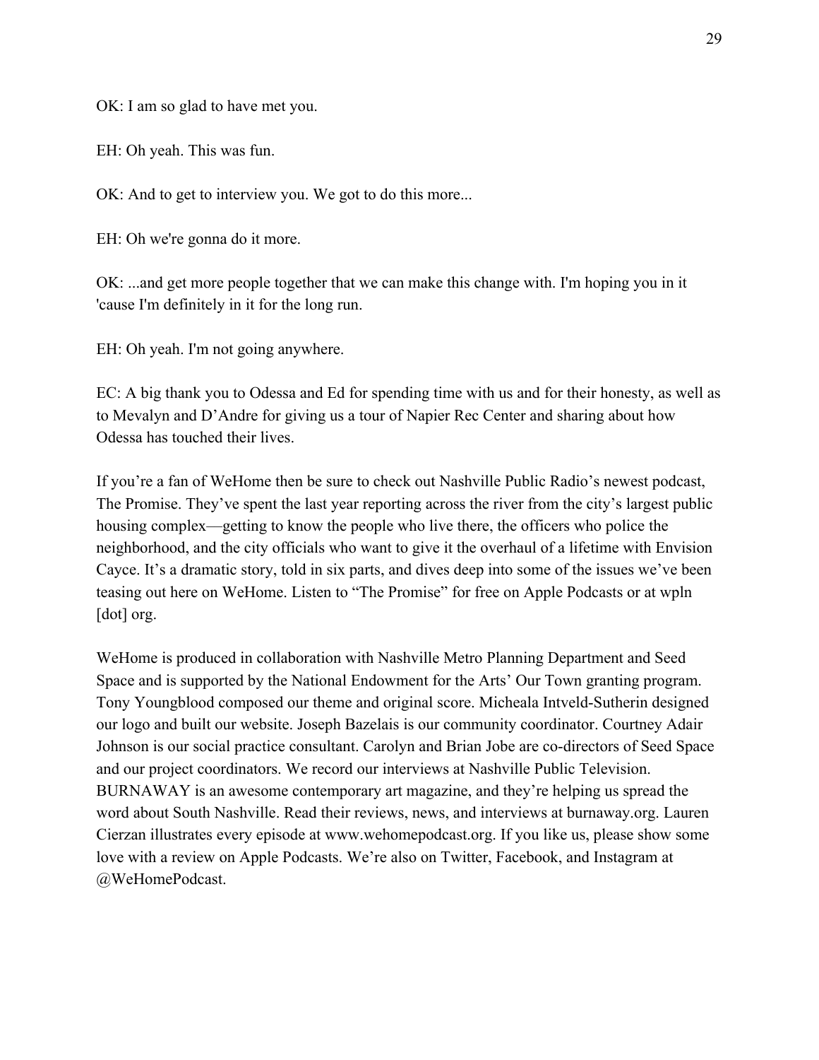OK: I am so glad to have met you.

EH: Oh yeah. This was fun.

OK: And to get to interview you. We got to do this more...

EH: Oh we're gonna do it more.

OK: ...and get more people together that we can make this change with. I'm hoping you in it 'cause I'm definitely in it for the long run.

EH: Oh yeah. I'm not going anywhere.

EC: A big thank you to Odessa and Ed for spending time with us and for their honesty, as well as to Mevalyn and D'Andre for giving us a tour of Napier Rec Center and sharing about how Odessa has touched their lives.

If you're a fan of WeHome then be sure to check out Nashville Public Radio's newest podcast, The Promise. They've spent the last year reporting across the river from the city's largest public housing complex—getting to know the people who live there, the officers who police the neighborhood, and the city officials who want to give it the overhaul of a lifetime with Envision Cayce. It's a dramatic story, told in six parts, and dives deep into some of the issues we've been teasing out here on WeHome. Listen to "The Promise" for free on Apple Podcasts or at wpln [dot] org.

WeHome is produced in collaboration with Nashville Metro Planning Department and Seed Space and is supported by the National Endowment for the Arts' Our Town granting program. Tony Youngblood composed our theme and original score. Micheala Intveld-Sutherin designed our logo and built our website. Joseph Bazelais is our community coordinator. Courtney Adair Johnson is our social practice consultant. Carolyn and Brian Jobe are co-directors of Seed Space and our project coordinators. We record our interviews at Nashville Public Television. BURNAWAY is an awesome contemporary art magazine, and they're helping us spread the word about South Nashville. Read their reviews, news, and interviews at burnaway.org. Lauren Cierzan illustrates every episode at www.wehomepodcast.org. If you like us, please show some love with a review on Apple Podcasts. We're also on Twitter, Facebook, and Instagram at @WeHomePodcast.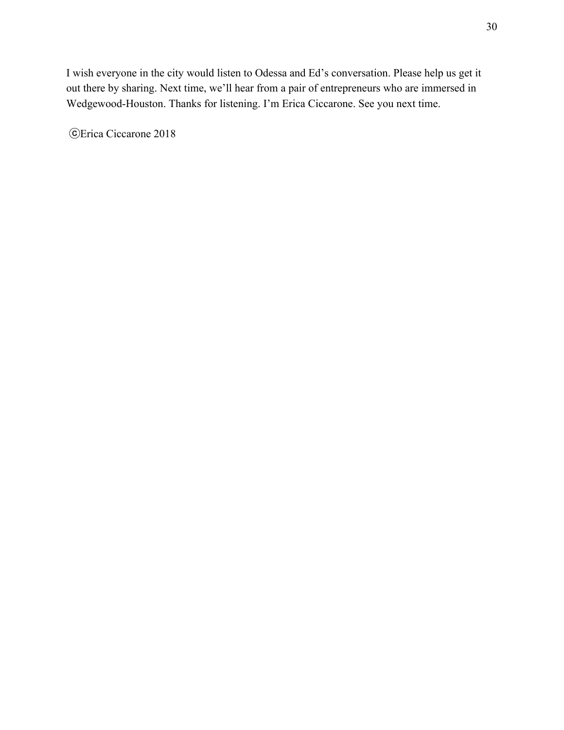I wish everyone in the city would listen to Odessa and Ed's conversation. Please help us get it out there by sharing. Next time, we'll hear from a pair of entrepreneurs who are immersed in Wedgewood-Houston. Thanks for listening. I'm Erica Ciccarone. See you next time.

ⓒErica Ciccarone 2018